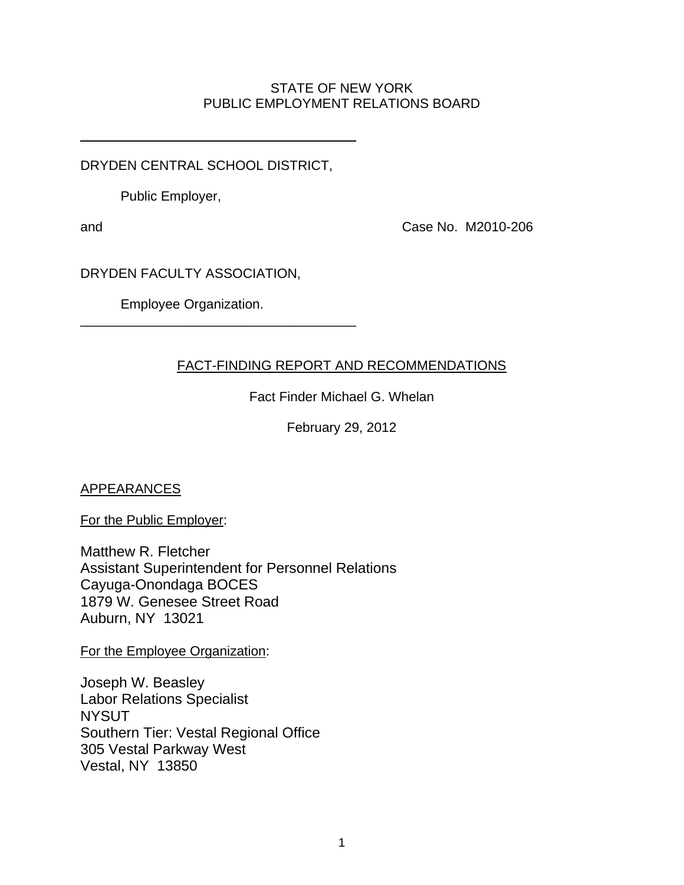STATE OF NEW YORK
PUBLIC EMPLOYMENT RELATIONS BOARD

---

DRYDEN CENTRAL SCHOOL DISTRICT,

Public Employer,

and

Case No. M2010-206

DRYDEN FACULTY ASSOCIATION,

Employee Organization.

---

FACT-FINDING REPORT AND RECOMMENDATIONS

Fact Finder Michael G. Whelan

February 29, 2012

APPEARANCES

For the Public Employer:

Matthew R. Fletcher
Assistant Superintendent for Personnel Relations
Cayuga-Onondaga BOCES
1879 W. Genesee Street Road
Auburn, NY 13021

For the Employee Organization:

Joseph W. Beasley
Labor Relations Specialist
NYSUT
Southern Tier: Vestal Regional Office
305 Vestal Parkway West
Vestal, NY 13850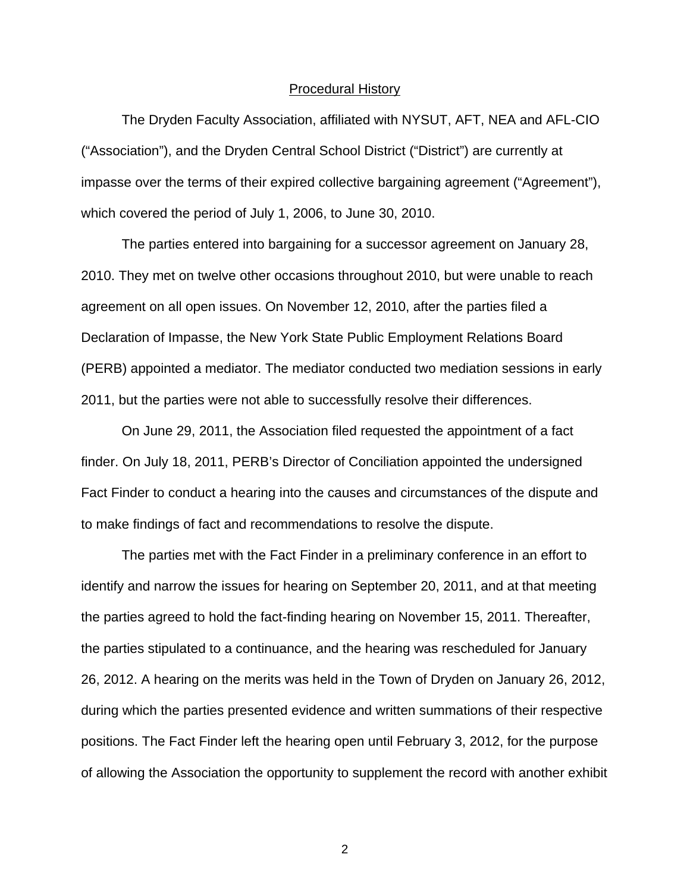## Procedural History

The Dryden Faculty Association, affiliated with NYSUT, AFT, NEA and AFL-CIO ("Association"), and the Dryden Central School District ("District") are currently at impasse over the terms of their expired collective bargaining agreement ("Agreement"), which covered the period of July 1, 2006, to June 30, 2010.

The parties entered into bargaining for a successor agreement on January 28, 2010. They met on twelve other occasions throughout 2010, but were unable to reach agreement on all open issues. On November 12, 2010, after the parties filed a Declaration of Impasse, the New York State Public Employment Relations Board (PERB) appointed a mediator. The mediator conducted two mediation sessions in early 2011, but the parties were not able to successfully resolve their differences.

On June 29, 2011, the Association filed requested the appointment of a fact finder. On July 18, 2011, PERB's Director of Conciliation appointed the undersigned Fact Finder to conduct a hearing into the causes and circumstances of the dispute and to make findings of fact and recommendations to resolve the dispute.

The parties met with the Fact Finder in a preliminary conference in an effort to identify and narrow the issues for hearing on September 20, 2011, and at that meeting the parties agreed to hold the fact-finding hearing on November 15, 2011. Thereafter, the parties stipulated to a continuance, and the hearing was rescheduled for January 26, 2012. A hearing on the merits was held in the Town of Dryden on January 26, 2012, during which the parties presented evidence and written summations of their respective positions. The Fact Finder left the hearing open until February 3, 2012, for the purpose of allowing the Association the opportunity to supplement the record with another exhibit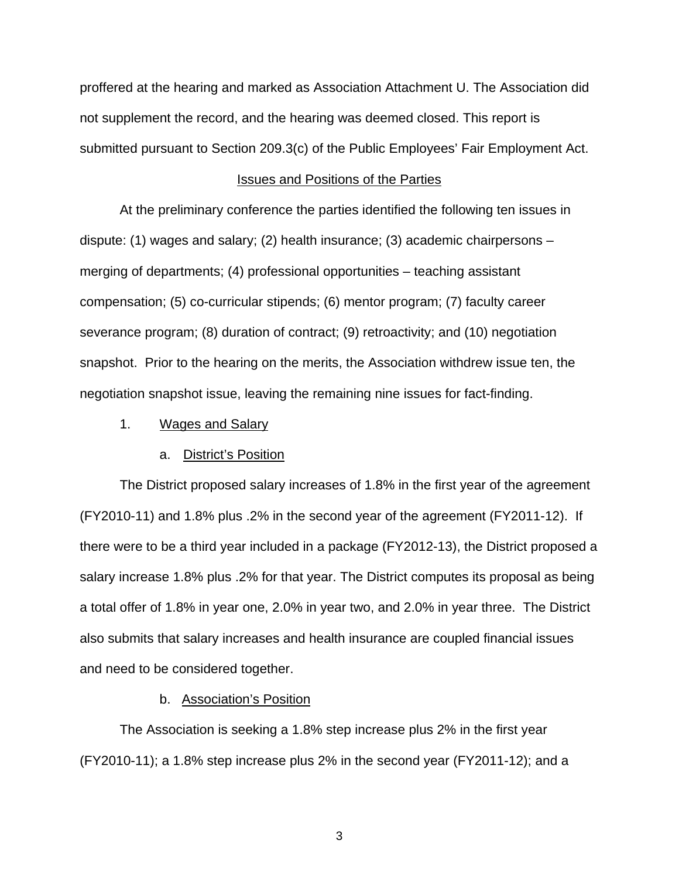proffered at the hearing and marked as Association Attachment U. The Association did not supplement the record, and the hearing was deemed closed. This report is submitted pursuant to Section 209.3(c) of the Public Employees' Fair Employment Act.

## Issues and Positions of the Parties

At the preliminary conference the parties identified the following ten issues in dispute: (1) wages and salary; (2) health insurance; (3) academic chairpersons – merging of departments; (4) professional opportunities – teaching assistant compensation; (5) co-curricular stipends; (6) mentor program; (7) faculty career severance program; (8) duration of contract; (9) retroactivity; and (10) negotiation snapshot. Prior to the hearing on the merits, the Association withdrew issue ten, the negotiation snapshot issue, leaving the remaining nine issues for fact-finding.

### 1. Wages and Salary

#### a. District's Position

The District proposed salary increases of 1.8% in the first year of the agreement (FY2010-11) and 1.8% plus .2% in the second year of the agreement (FY2011-12). If there were to be a third year included in a package (FY2012-13), the District proposed a salary increase 1.8% plus .2% for that year. The District computes its proposal as being a total offer of 1.8% in year one, 2.0% in year two, and 2.0% in year three. The District also submits that salary increases and health insurance are coupled financial issues and need to be considered together.

#### b. Association's Position

The Association is seeking a 1.8% step increase plus 2% in the first year (FY2010-11); a 1.8% step increase plus 2% in the second year (FY2011-12); and a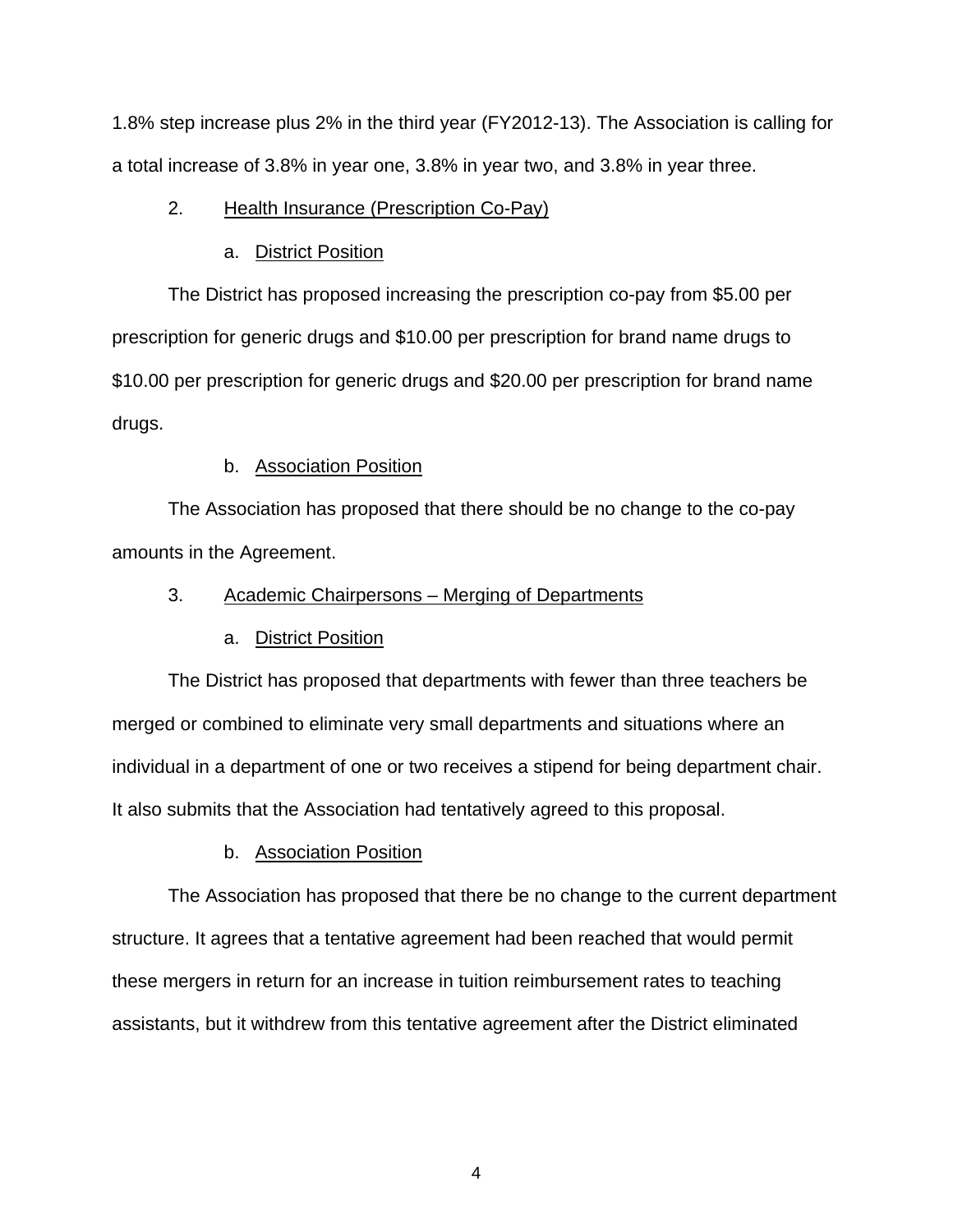1.8% step increase plus 2% in the third year (FY2012-13). The Association is calling for a total increase of 3.8% in year one, 3.8% in year two, and 3.8% in year three.

2. Health Insurance (Prescription Co-Pay)

a. District Position

The District has proposed increasing the prescription co-pay from $5.00 per prescription for generic drugs and $10.00 per prescription for brand name drugs to $10.00 per prescription for generic drugs and $20.00 per prescription for brand name drugs.

b. Association Position

The Association has proposed that there should be no change to the co-pay amounts in the Agreement.

3. Academic Chairpersons – Merging of Departments

a. District Position

The District has proposed that departments with fewer than three teachers be merged or combined to eliminate very small departments and situations where an individual in a department of one or two receives a stipend for being department chair. It also submits that the Association had tentatively agreed to this proposal.

b. Association Position

The Association has proposed that there be no change to the current department structure. It agrees that a tentative agreement had been reached that would permit these mergers in return for an increase in tuition reimbursement rates to teaching assistants, but it withdrew from this tentative agreement after the District eliminated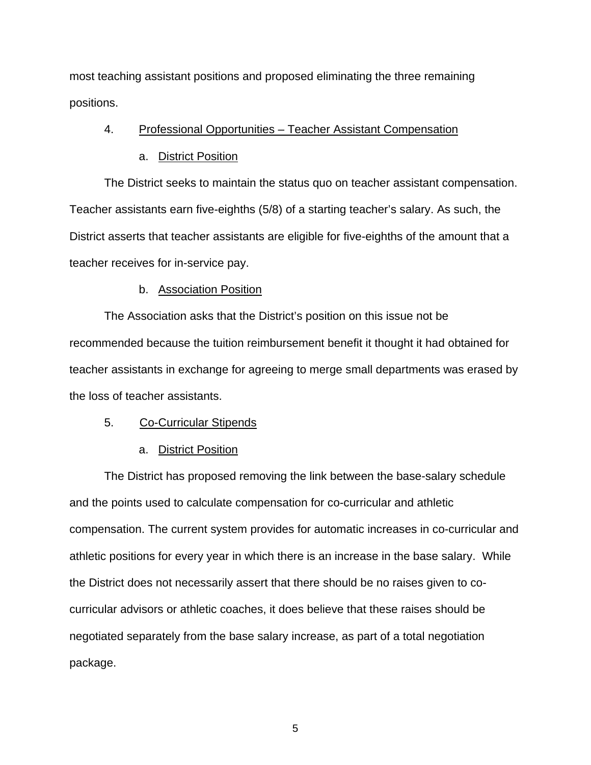most teaching assistant positions and proposed eliminating the three remaining positions.

4. Professional Opportunities – Teacher Assistant Compensation

a. District Position

The District seeks to maintain the status quo on teacher assistant compensation. Teacher assistants earn five-eighths (5/8) of a starting teacher's salary. As such, the District asserts that teacher assistants are eligible for five-eighths of the amount that a teacher receives for in-service pay.

b. Association Position

The Association asks that the District's position on this issue not be recommended because the tuition reimbursement benefit it thought it had obtained for teacher assistants in exchange for agreeing to merge small departments was erased by the loss of teacher assistants.

5. Co-Curricular Stipends

a. District Position

The District has proposed removing the link between the base-salary schedule and the points used to calculate compensation for co-curricular and athletic compensation. The current system provides for automatic increases in co-curricular and athletic positions for every year in which there is an increase in the base salary. While the District does not necessarily assert that there should be no raises given to co-curricular advisors or athletic coaches, it does believe that these raises should be negotiated separately from the base salary increase, as part of a total negotiation package.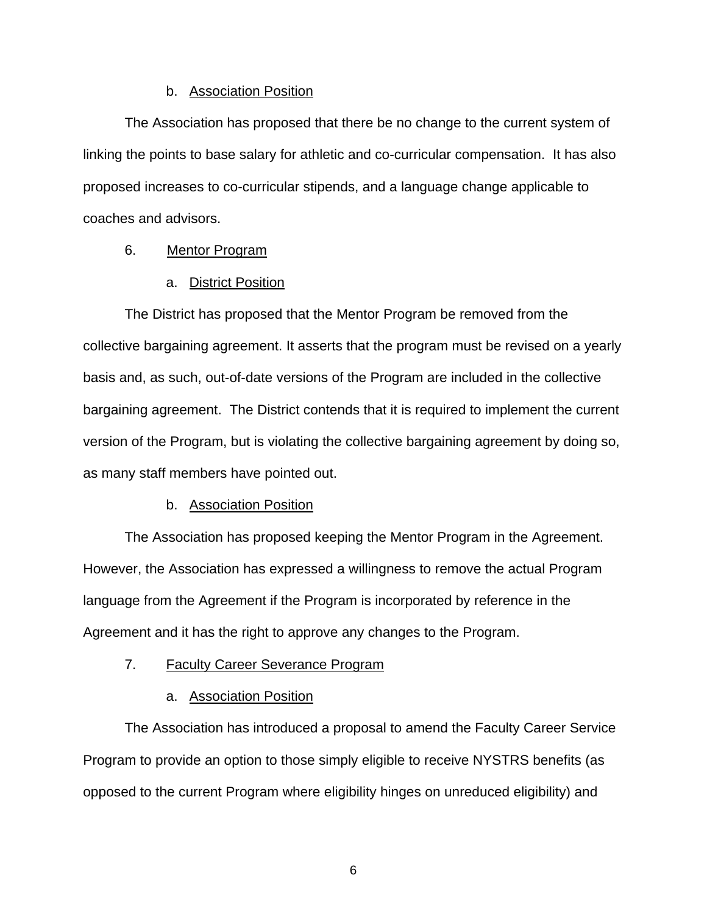b. <u>Association Position</u>

The Association has proposed that there be no change to the current system of linking the points to base salary for athletic and co-curricular compensation. It has also proposed increases to co-curricular stipends, and a language change applicable to coaches and advisors.

6. <u>Mentor Program</u>

a. <u>District Position</u>

The District has proposed that the Mentor Program be removed from the collective bargaining agreement. It asserts that the program must be revised on a yearly basis and, as such, out-of-date versions of the Program are included in the collective bargaining agreement. The District contends that it is required to implement the current version of the Program, but is violating the collective bargaining agreement by doing so, as many staff members have pointed out.

b. <u>Association Position</u>

The Association has proposed keeping the Mentor Program in the Agreement. However, the Association has expressed a willingness to remove the actual Program language from the Agreement if the Program is incorporated by reference in the Agreement and it has the right to approve any changes to the Program.

7. <u>Faculty Career Severance Program</u>

a. <u>Association Position</u>

The Association has introduced a proposal to amend the Faculty Career Service Program to provide an option to those simply eligible to receive NYSTRS benefits (as opposed to the current Program where eligibility hinges on unreduced eligibility) and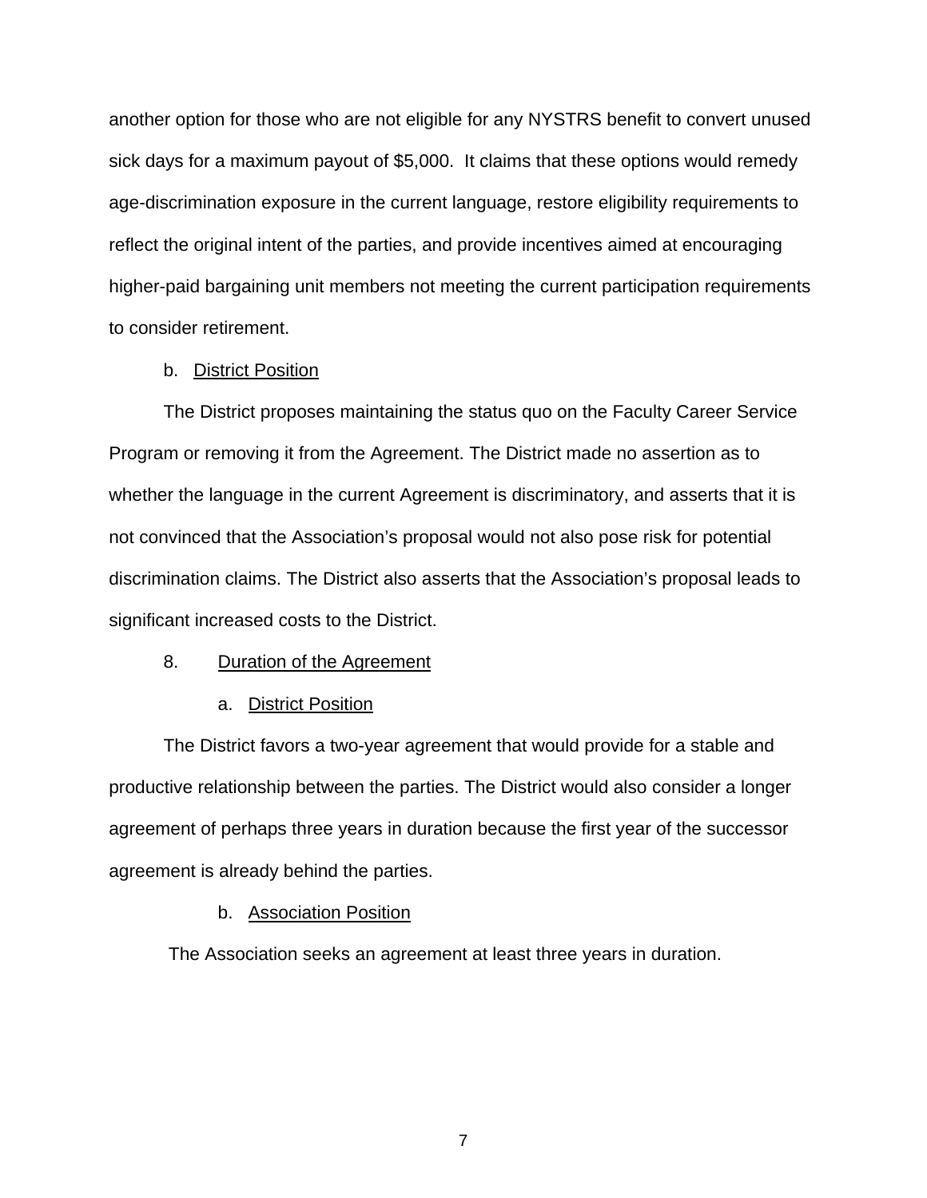another option for those who are not eligible for any NYSTRS benefit to convert unused sick days for a maximum payout of $5,000. It claims that these options would remedy age-discrimination exposure in the current language, restore eligibility requirements to reflect the original intent of the parties, and provide incentives aimed at encouraging higher-paid bargaining unit members not meeting the current participation requirements to consider retirement.

b. District Position

The District proposes maintaining the status quo on the Faculty Career Service Program or removing it from the Agreement. The District made no assertion as to whether the language in the current Agreement is discriminatory, and asserts that it is not convinced that the Association's proposal would not also pose risk for potential discrimination claims. The District also asserts that the Association's proposal leads to significant increased costs to the District.

8. Duration of the Agreement

a. District Position

The District favors a two-year agreement that would provide for a stable and productive relationship between the parties. The District would also consider a longer agreement of perhaps three years in duration because the first year of the successor agreement is already behind the parties.

b. Association Position

The Association seeks an agreement at least three years in duration.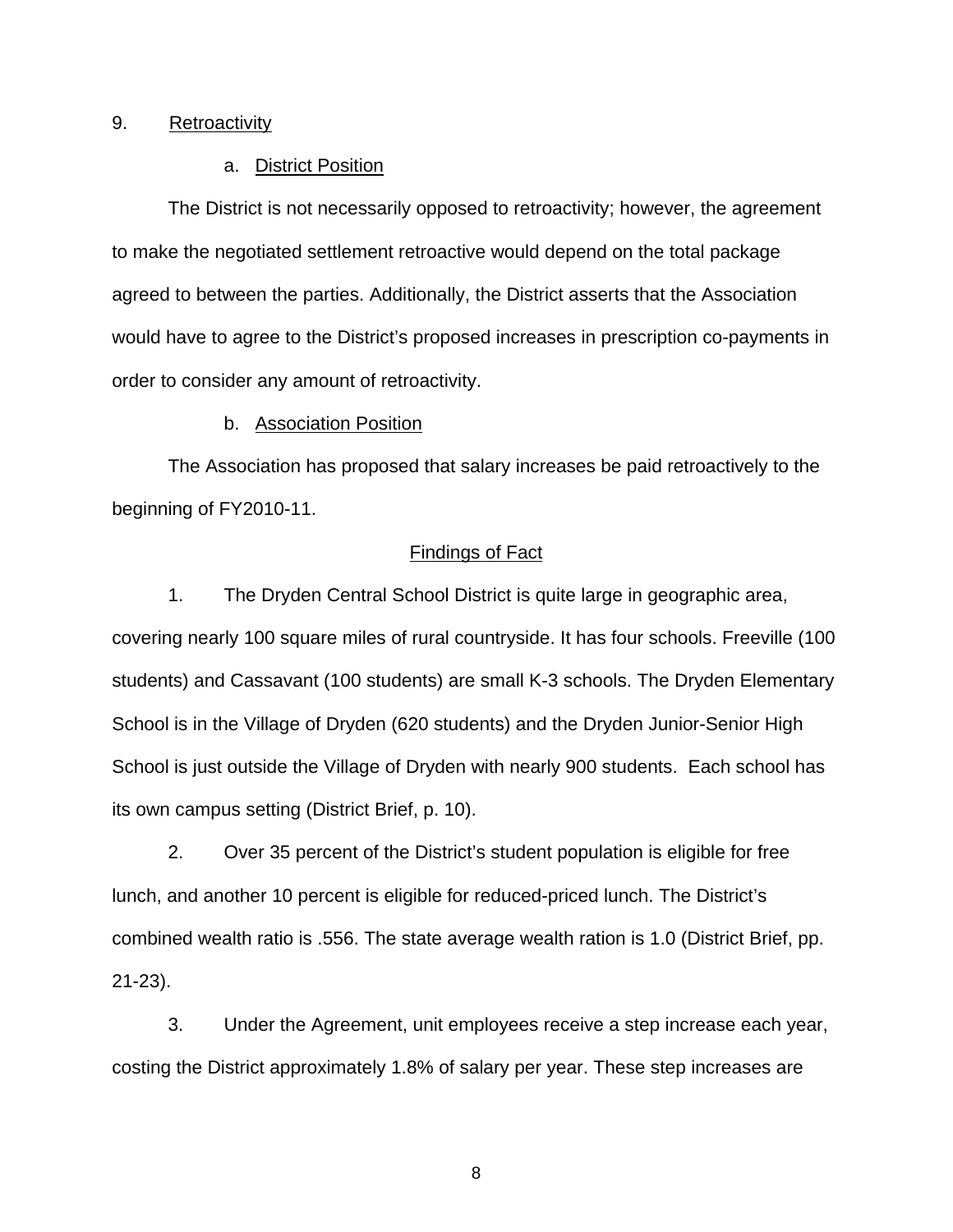9. <u>Retroactivity</u>

a. <u>District Position</u>

The District is not necessarily opposed to retroactivity; however, the agreement to make the negotiated settlement retroactive would depend on the total package agreed to between the parties. Additionally, the District asserts that the Association would have to agree to the District's proposed increases in prescription co-payments in order to consider any amount of retroactivity.

b. <u>Association Position</u>

The Association has proposed that salary increases be paid retroactively to the beginning of FY2010-11.

<u>Findings of Fact</u>

1. The Dryden Central School District is quite large in geographic area, covering nearly 100 square miles of rural countryside. It has four schools. Freeville (100 students) and Cassavant (100 students) are small K-3 schools. The Dryden Elementary School is in the Village of Dryden (620 students) and the Dryden Junior-Senior High School is just outside the Village of Dryden with nearly 900 students. Each school has its own campus setting (District Brief, p. 10).

2. Over 35 percent of the District's student population is eligible for free lunch, and another 10 percent is eligible for reduced-priced lunch. The District's combined wealth ratio is .556. The state average wealth ration is 1.0 (District Brief, pp. 21-23).

3. Under the Agreement, unit employees receive a step increase each year, costing the District approximately 1.8% of salary per year. These step increases are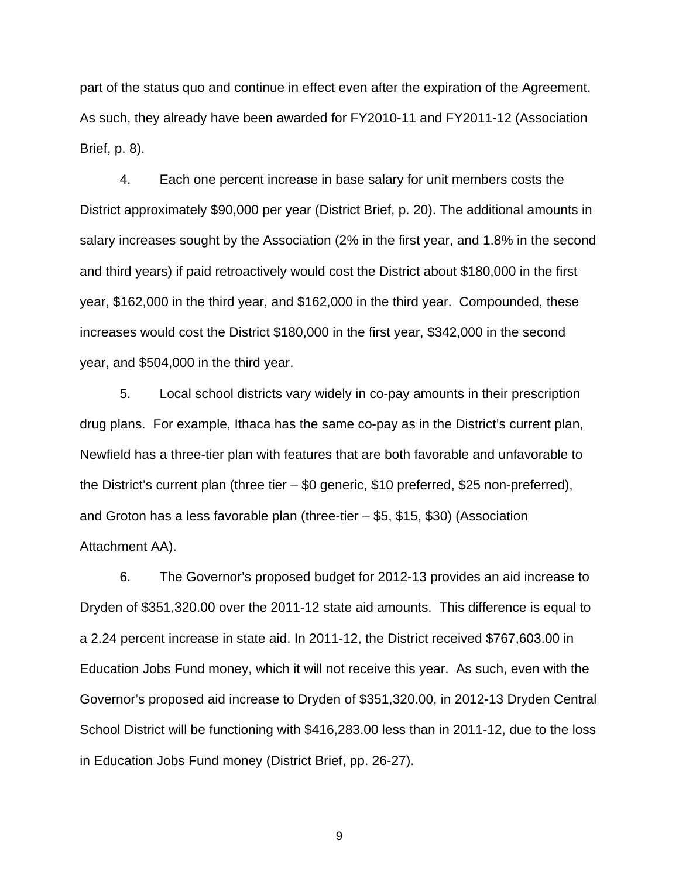part of the status quo and continue in effect even after the expiration of the Agreement. As such, they already have been awarded for FY2010-11 and FY2011-12 (Association Brief, p. 8).

4. Each one percent increase in base salary for unit members costs the District approximately $90,000 per year (District Brief, p. 20). The additional amounts in salary increases sought by the Association (2% in the first year, and 1.8% in the second and third years) if paid retroactively would cost the District about $180,000 in the first year, $162,000 in the third year, and $162,000 in the third year. Compounded, these increases would cost the District $180,000 in the first year, $342,000 in the second year, and $504,000 in the third year.

5. Local school districts vary widely in co-pay amounts in their prescription drug plans. For example, Ithaca has the same co-pay as in the District's current plan, Newfield has a three-tier plan with features that are both favorable and unfavorable to the District's current plan (three tier – $0 generic, $10 preferred, $25 non-preferred), and Groton has a less favorable plan (three-tier – $5, $15, $30) (Association Attachment AA).

6. The Governor's proposed budget for 2012-13 provides an aid increase to Dryden of $351,320.00 over the 2011-12 state aid amounts. This difference is equal to a 2.24 percent increase in state aid. In 2011-12, the District received $767,603.00 in Education Jobs Fund money, which it will not receive this year. As such, even with the Governor's proposed aid increase to Dryden of $351,320.00, in 2012-13 Dryden Central School District will be functioning with $416,283.00 less than in 2011-12, due to the loss in Education Jobs Fund money (District Brief, pp. 26-27).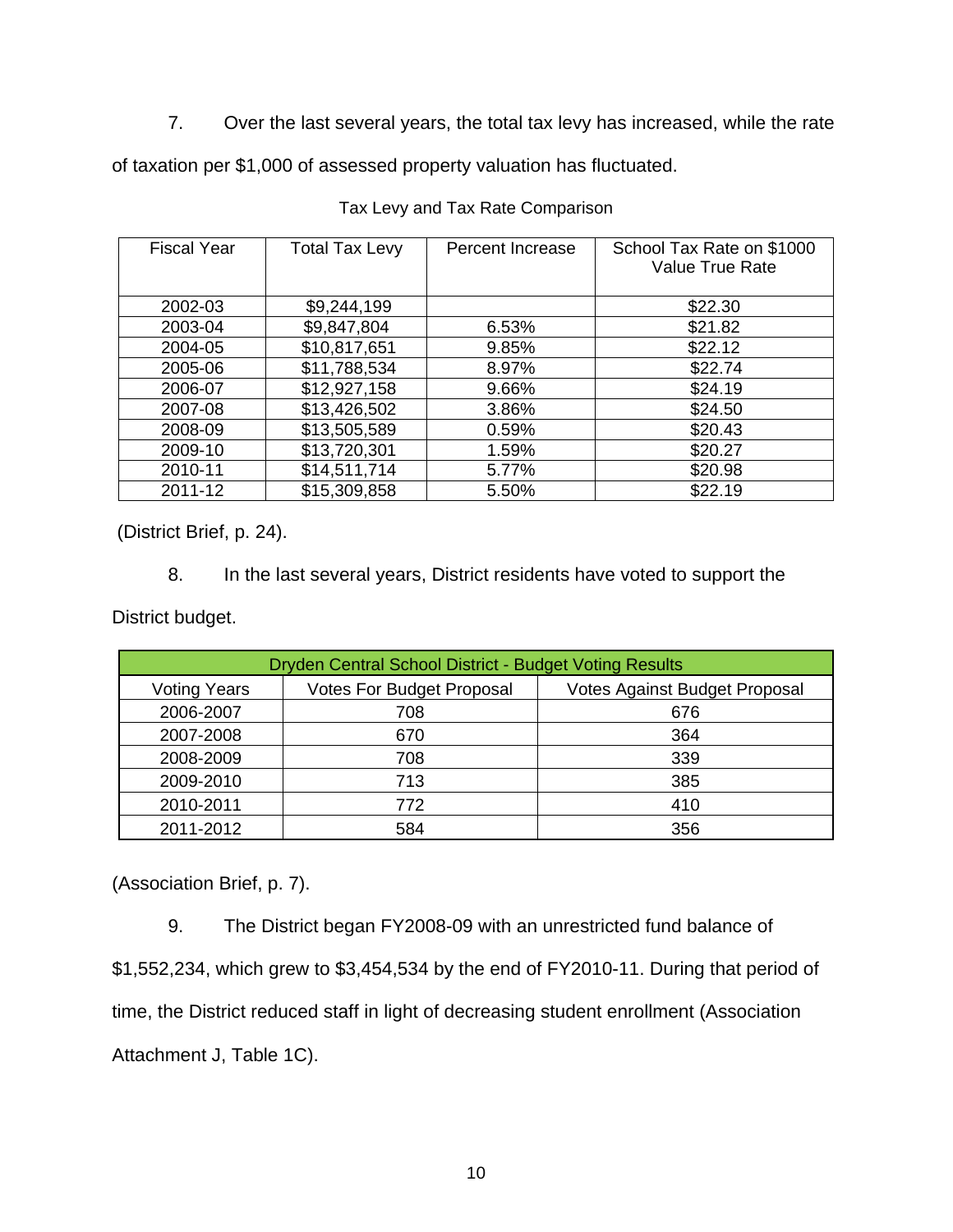7. Over the last several years, the total tax levy has increased, while the rate of taxation per $1,000 of assessed property valuation has fluctuated.

Tax Levy and Tax Rate Comparison

| Fiscal Year | Total Tax Levy | Percent Increase | School Tax Rate on $1000 Value True Rate |
|---|---|---|---|
| 2002-03 | $9,244,199 | | $22.30 |
| 2003-04 | $9,847,804 | 6.53% | $21.82 |
| 2004-05 | $10,817,651 | 9.85% | $22.12 |
| 2005-06 | $11,788,534 | 8.97% | $22.74 |
| 2006-07 | $12,927,158 | 9.66% | $24.19 |
| 2007-08 | $13,426,502 | 3.86% | $24.50 |
| 2008-09 | $13,505,589 | 0.59% | $20.43 |
| 2009-10 | $13,720,301 | 1.59% | $20.27 |
| 2010-11 | $14,511,714 | 5.77% | $20.98 |
| 2011-12 | $15,309,858 | 5.50% | $22.19 |

(District Brief, p. 24).

8. In the last several years, District residents have voted to support the District budget.

| Dryden Central School District - Budget Voting Results | | |
|---|---|---|
| Voting Years | Votes For Budget Proposal | Votes Against Budget Proposal |
| 2006-2007 | 708 | 676 |
| 2007-2008 | 670 | 364 |
| 2008-2009 | 708 | 339 |
| 2009-2010 | 713 | 385 |
| 2010-2011 | 772 | 410 |
| 2011-2012 | 584 | 356 |

(Association Brief, p. 7).

9. The District began FY2008-09 with an unrestricted fund balance of $1,552,234, which grew to $3,454,534 by the end of FY2010-11. During that period of time, the District reduced staff in light of decreasing student enrollment (Association Attachment J, Table 1C).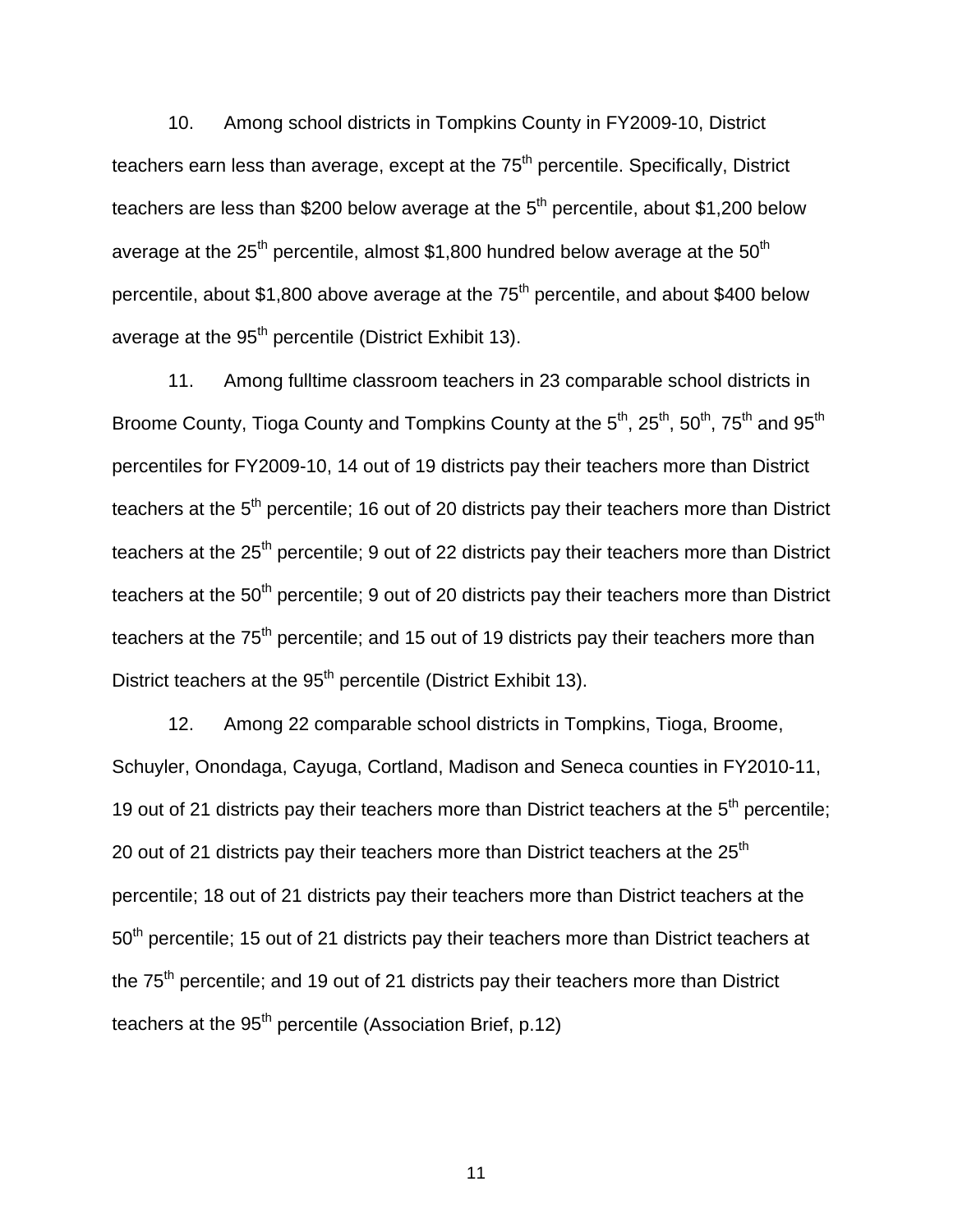10. Among school districts in Tompkins County in FY2009-10, District teachers earn less than average, except at the 75th percentile. Specifically, District teachers are less than $200 below average at the 5th percentile, about $1,200 below average at the 25th percentile, almost $1,800 hundred below average at the 50th percentile, about $1,800 above average at the 75th percentile, and about $400 below average at the 95th percentile (District Exhibit 13).

11. Among fulltime classroom teachers in 23 comparable school districts in Broome County, Tioga County and Tompkins County at the 5th, 25th, 50th, 75th and 95th percentiles for FY2009-10, 14 out of 19 districts pay their teachers more than District teachers at the 5th percentile; 16 out of 20 districts pay their teachers more than District teachers at the 25th percentile; 9 out of 22 districts pay their teachers more than District teachers at the 50th percentile; 9 out of 20 districts pay their teachers more than District teachers at the 75th percentile; and 15 out of 19 districts pay their teachers more than District teachers at the 95th percentile (District Exhibit 13).

12. Among 22 comparable school districts in Tompkins, Tioga, Broome, Schuyler, Onondaga, Cayuga, Cortland, Madison and Seneca counties in FY2010-11, 19 out of 21 districts pay their teachers more than District teachers at the 5th percentile; 20 out of 21 districts pay their teachers more than District teachers at the 25th percentile; 18 out of 21 districts pay their teachers more than District teachers at the 50th percentile; 15 out of 21 districts pay their teachers more than District teachers at the 75th percentile; and 19 out of 21 districts pay their teachers more than District teachers at the 95th percentile (Association Brief, p.12)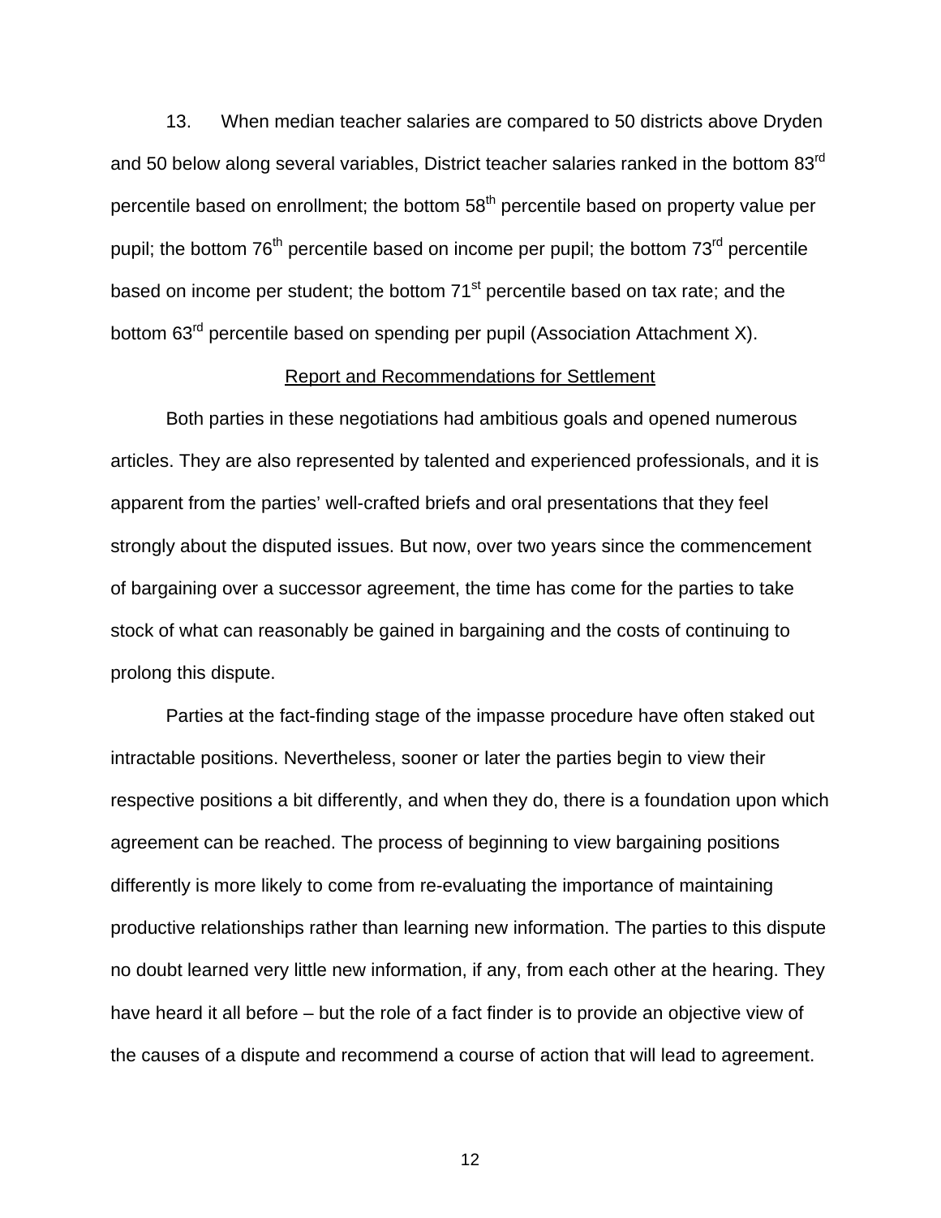13. When median teacher salaries are compared to 50 districts above Dryden and 50 below along several variables, District teacher salaries ranked in the bottom 83rd percentile based on enrollment; the bottom 58th percentile based on property value per pupil; the bottom 76th percentile based on income per pupil; the bottom 73rd percentile based on income per student; the bottom 71st percentile based on tax rate; and the bottom 63rd percentile based on spending per pupil (Association Attachment X).

## Report and Recommendations for Settlement

Both parties in these negotiations had ambitious goals and opened numerous articles. They are also represented by talented and experienced professionals, and it is apparent from the parties' well-crafted briefs and oral presentations that they feel strongly about the disputed issues. But now, over two years since the commencement of bargaining over a successor agreement, the time has come for the parties to take stock of what can reasonably be gained in bargaining and the costs of continuing to prolong this dispute.

Parties at the fact-finding stage of the impasse procedure have often staked out intractable positions. Nevertheless, sooner or later the parties begin to view their respective positions a bit differently, and when they do, there is a foundation upon which agreement can be reached. The process of beginning to view bargaining positions differently is more likely to come from re-evaluating the importance of maintaining productive relationships rather than learning new information. The parties to this dispute no doubt learned very little new information, if any, from each other at the hearing. They have heard it all before – but the role of a fact finder is to provide an objective view of the causes of a dispute and recommend a course of action that will lead to agreement.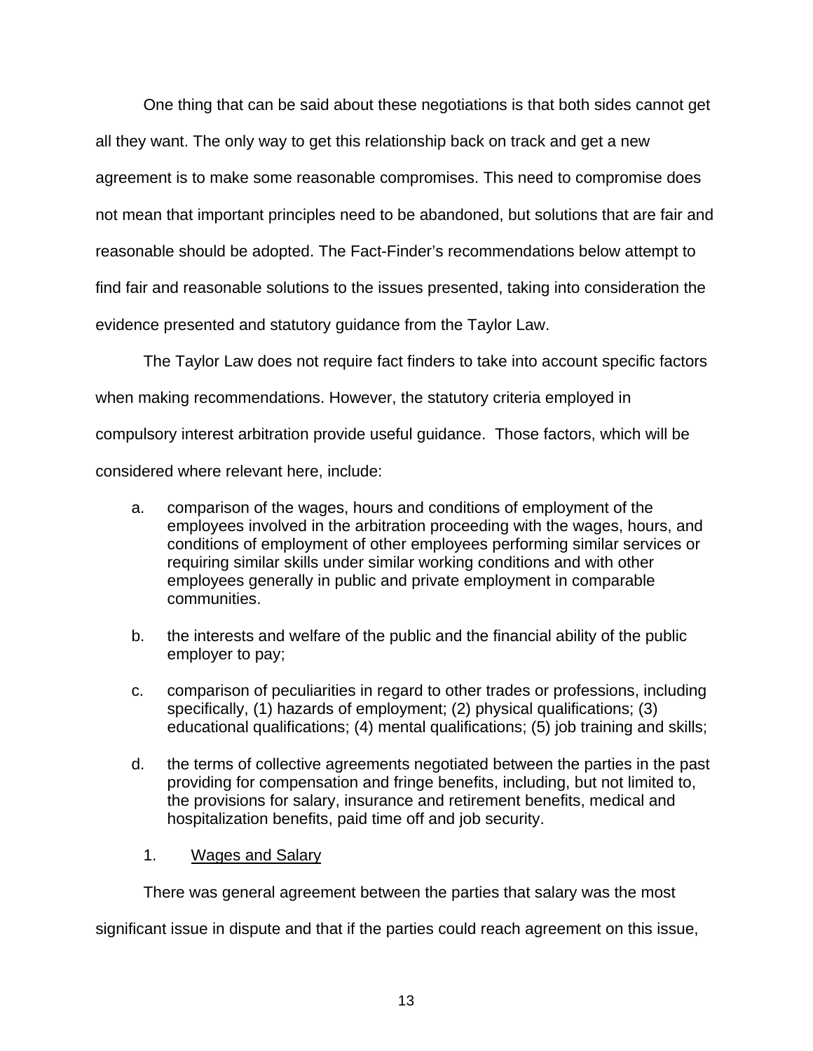One thing that can be said about these negotiations is that both sides cannot get all they want. The only way to get this relationship back on track and get a new agreement is to make some reasonable compromises. This need to compromise does not mean that important principles need to be abandoned, but solutions that are fair and reasonable should be adopted. The Fact-Finder's recommendations below attempt to find fair and reasonable solutions to the issues presented, taking into consideration the evidence presented and statutory guidance from the Taylor Law.

The Taylor Law does not require fact finders to take into account specific factors when making recommendations. However, the statutory criteria employed in compulsory interest arbitration provide useful guidance. Those factors, which will be considered where relevant here, include:

a. comparison of the wages, hours and conditions of employment of the employees involved in the arbitration proceeding with the wages, hours, and conditions of employment of other employees performing similar services or requiring similar skills under similar working conditions and with other employees generally in public and private employment in comparable communities.

b. the interests and welfare of the public and the financial ability of the public employer to pay;

c. comparison of peculiarities in regard to other trades or professions, including specifically, (1) hazards of employment; (2) physical qualifications; (3) educational qualifications; (4) mental qualifications; (5) job training and skills;

d. the terms of collective agreements negotiated between the parties in the past providing for compensation and fringe benefits, including, but not limited to, the provisions for salary, insurance and retirement benefits, medical and hospitalization benefits, paid time off and job security.

1. <u>Wages and Salary</u>

There was general agreement between the parties that salary was the most significant issue in dispute and that if the parties could reach agreement on this issue,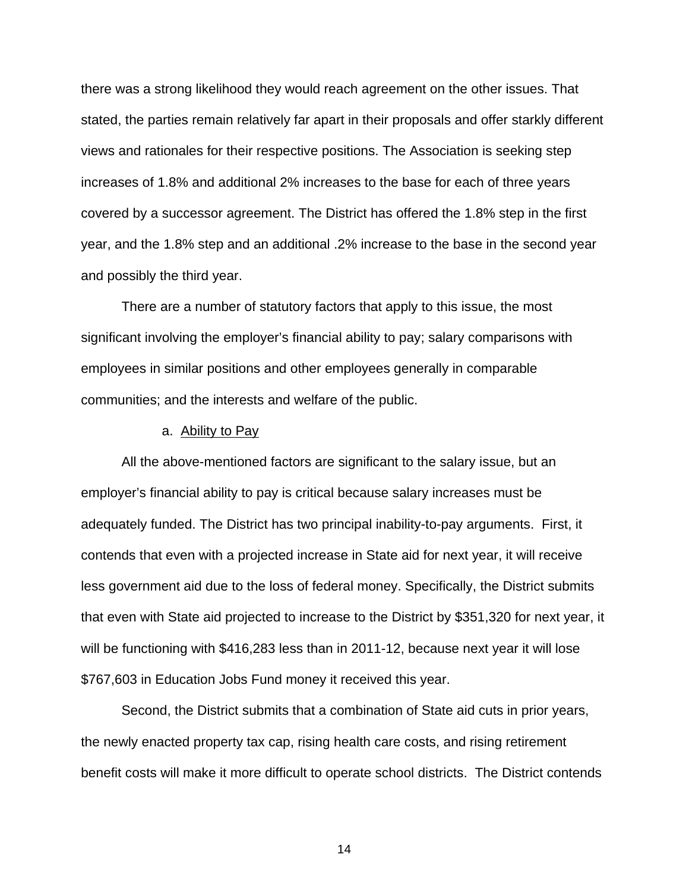there was a strong likelihood they would reach agreement on the other issues. That stated, the parties remain relatively far apart in their proposals and offer starkly different views and rationales for their respective positions. The Association is seeking step increases of 1.8% and additional 2% increases to the base for each of three years covered by a successor agreement. The District has offered the 1.8% step in the first year, and the 1.8% step and an additional .2% increase to the base in the second year and possibly the third year.

There are a number of statutory factors that apply to this issue, the most significant involving the employer's financial ability to pay; salary comparisons with employees in similar positions and other employees generally in comparable communities; and the interests and welfare of the public.

a. Ability to Pay

All the above-mentioned factors are significant to the salary issue, but an employer's financial ability to pay is critical because salary increases must be adequately funded. The District has two principal inability-to-pay arguments. First, it contends that even with a projected increase in State aid for next year, it will receive less government aid due to the loss of federal money. Specifically, the District submits that even with State aid projected to increase to the District by $351,320 for next year, it will be functioning with $416,283 less than in 2011-12, because next year it will lose $767,603 in Education Jobs Fund money it received this year.

Second, the District submits that a combination of State aid cuts in prior years, the newly enacted property tax cap, rising health care costs, and rising retirement benefit costs will make it more difficult to operate school districts. The District contends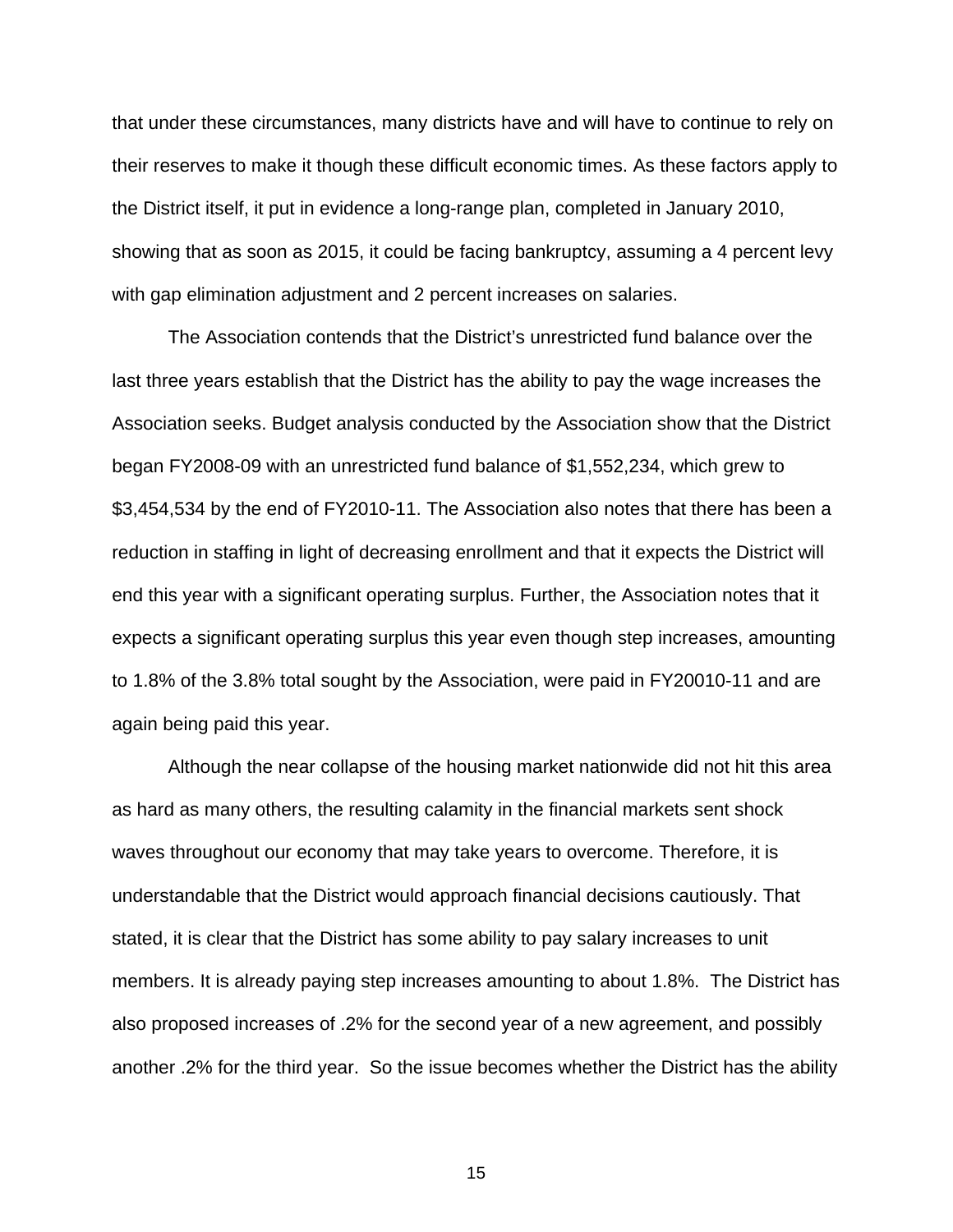that under these circumstances, many districts have and will have to continue to rely on their reserves to make it though these difficult economic times. As these factors apply to the District itself, it put in evidence a long-range plan, completed in January 2010, showing that as soon as 2015, it could be facing bankruptcy, assuming a 4 percent levy with gap elimination adjustment and 2 percent increases on salaries.

The Association contends that the District's unrestricted fund balance over the last three years establish that the District has the ability to pay the wage increases the Association seeks. Budget analysis conducted by the Association show that the District began FY2008-09 with an unrestricted fund balance of $1,552,234, which grew to $3,454,534 by the end of FY2010-11. The Association also notes that there has been a reduction in staffing in light of decreasing enrollment and that it expects the District will end this year with a significant operating surplus. Further, the Association notes that it expects a significant operating surplus this year even though step increases, amounting to 1.8% of the 3.8% total sought by the Association, were paid in FY20010-11 and are again being paid this year.

Although the near collapse of the housing market nationwide did not hit this area as hard as many others, the resulting calamity in the financial markets sent shock waves throughout our economy that may take years to overcome. Therefore, it is understandable that the District would approach financial decisions cautiously. That stated, it is clear that the District has some ability to pay salary increases to unit members. It is already paying step increases amounting to about 1.8%. The District has also proposed increases of .2% for the second year of a new agreement, and possibly another .2% for the third year. So the issue becomes whether the District has the ability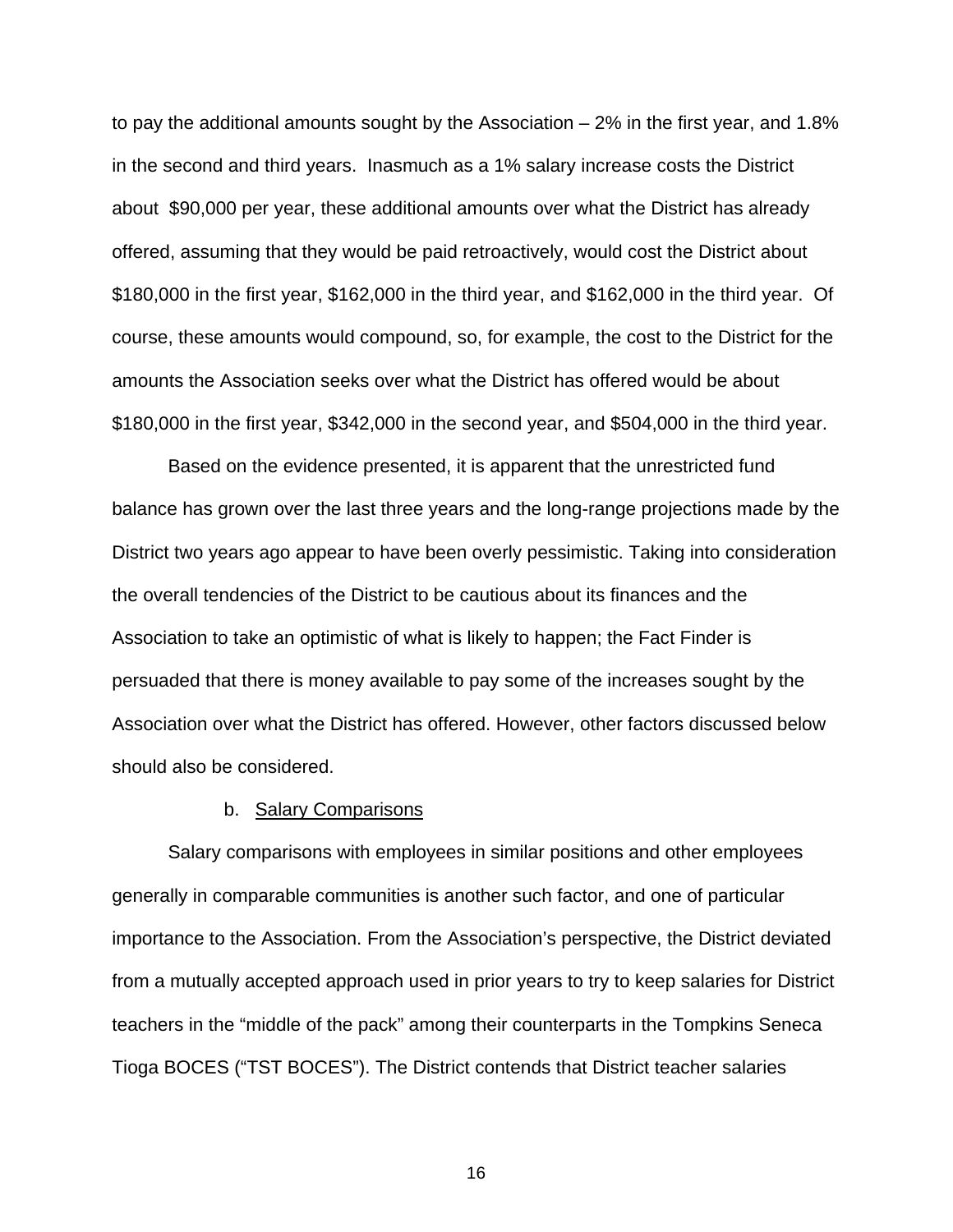to pay the additional amounts sought by the Association – 2% in the first year, and 1.8% in the second and third years. Inasmuch as a 1% salary increase costs the District about $90,000 per year, these additional amounts over what the District has already offered, assuming that they would be paid retroactively, would cost the District about $180,000 in the first year, $162,000 in the third year, and $162,000 in the third year. Of course, these amounts would compound, so, for example, the cost to the District for the amounts the Association seeks over what the District has offered would be about $180,000 in the first year, $342,000 in the second year, and $504,000 in the third year.

Based on the evidence presented, it is apparent that the unrestricted fund balance has grown over the last three years and the long-range projections made by the District two years ago appear to have been overly pessimistic. Taking into consideration the overall tendencies of the District to be cautious about its finances and the Association to take an optimistic of what is likely to happen; the Fact Finder is persuaded that there is money available to pay some of the increases sought by the Association over what the District has offered. However, other factors discussed below should also be considered.

b. Salary Comparisons

Salary comparisons with employees in similar positions and other employees generally in comparable communities is another such factor, and one of particular importance to the Association. From the Association's perspective, the District deviated from a mutually accepted approach used in prior years to try to keep salaries for District teachers in the "middle of the pack" among their counterparts in the Tompkins Seneca Tioga BOCES ("TST BOCES"). The District contends that District teacher salaries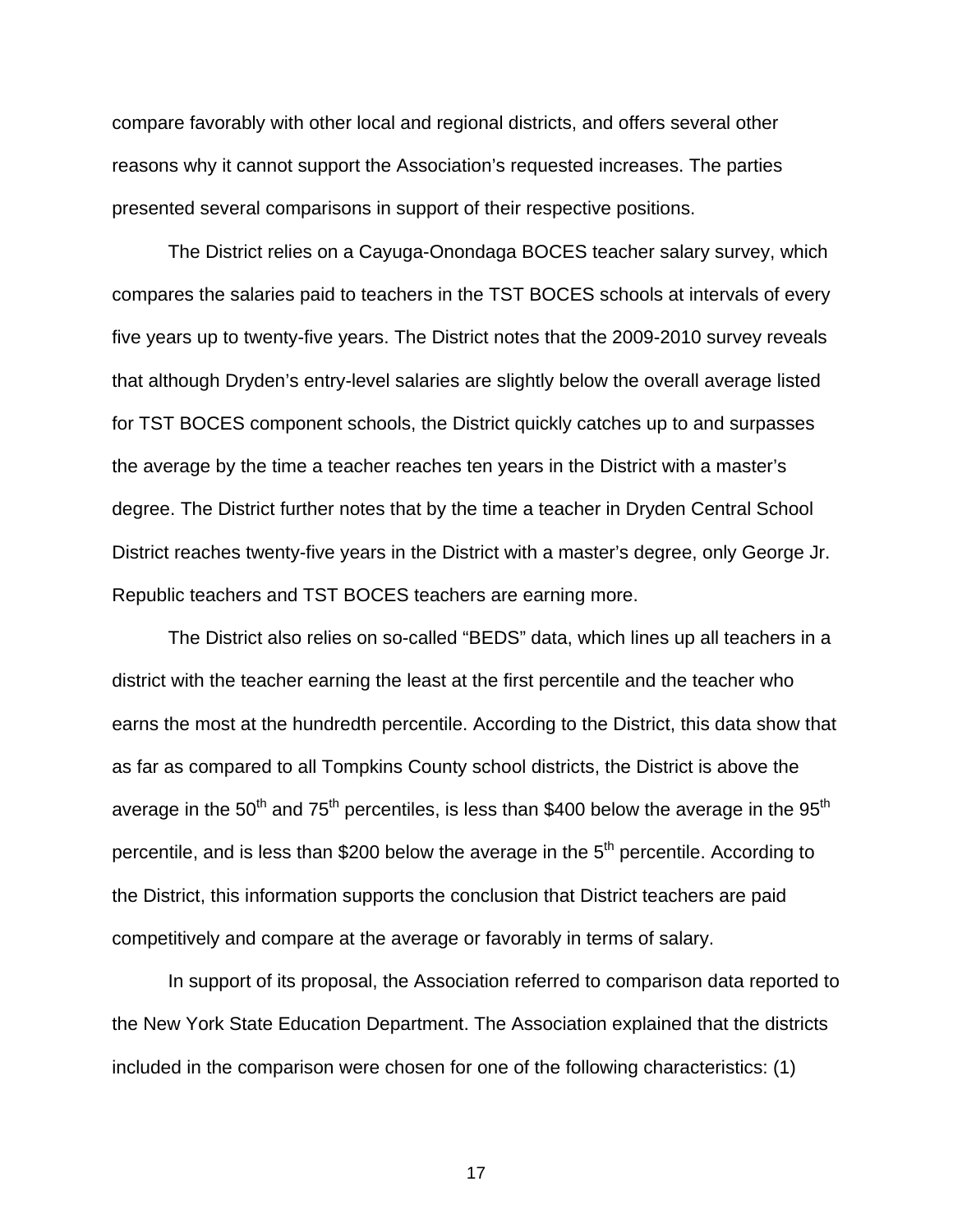compare favorably with other local and regional districts, and offers several other reasons why it cannot support the Association's requested increases. The parties presented several comparisons in support of their respective positions.

The District relies on a Cayuga-Onondaga BOCES teacher salary survey, which compares the salaries paid to teachers in the TST BOCES schools at intervals of every five years up to twenty-five years. The District notes that the 2009-2010 survey reveals that although Dryden's entry-level salaries are slightly below the overall average listed for TST BOCES component schools, the District quickly catches up to and surpasses the average by the time a teacher reaches ten years in the District with a master's degree. The District further notes that by the time a teacher in Dryden Central School District reaches twenty-five years in the District with a master's degree, only George Jr. Republic teachers and TST BOCES teachers are earning more.

The District also relies on so-called "BEDS" data, which lines up all teachers in a district with the teacher earning the least at the first percentile and the teacher who earns the most at the hundredth percentile. According to the District, this data show that as far as compared to all Tompkins County school districts, the District is above the average in the 50th and 75th percentiles, is less than $400 below the average in the 95th percentile, and is less than $200 below the average in the 5th percentile. According to the District, this information supports the conclusion that District teachers are paid competitively and compare at the average or favorably in terms of salary.

In support of its proposal, the Association referred to comparison data reported to the New York State Education Department. The Association explained that the districts included in the comparison were chosen for one of the following characteristics: (1)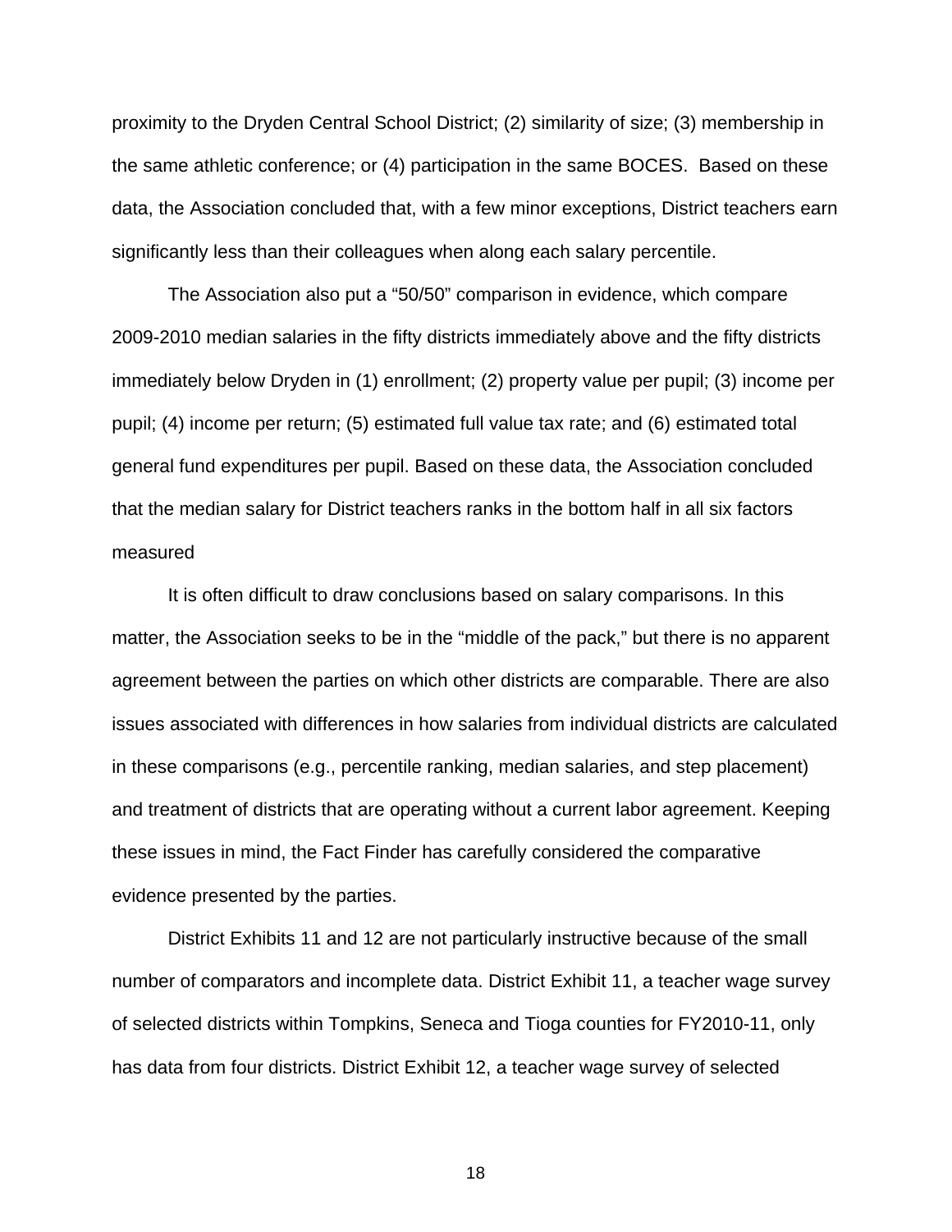proximity to the Dryden Central School District; (2) similarity of size; (3) membership in the same athletic conference; or (4) participation in the same BOCES. Based on these data, the Association concluded that, with a few minor exceptions, District teachers earn significantly less than their colleagues when along each salary percentile.

The Association also put a "50/50" comparison in evidence, which compare 2009-2010 median salaries in the fifty districts immediately above and the fifty districts immediately below Dryden in (1) enrollment; (2) property value per pupil; (3) income per pupil; (4) income per return; (5) estimated full value tax rate; and (6) estimated total general fund expenditures per pupil. Based on these data, the Association concluded that the median salary for District teachers ranks in the bottom half in all six factors measured

It is often difficult to draw conclusions based on salary comparisons. In this matter, the Association seeks to be in the "middle of the pack," but there is no apparent agreement between the parties on which other districts are comparable. There are also issues associated with differences in how salaries from individual districts are calculated in these comparisons (e.g., percentile ranking, median salaries, and step placement) and treatment of districts that are operating without a current labor agreement. Keeping these issues in mind, the Fact Finder has carefully considered the comparative evidence presented by the parties.

District Exhibits 11 and 12 are not particularly instructive because of the small number of comparators and incomplete data. District Exhibit 11, a teacher wage survey of selected districts within Tompkins, Seneca and Tioga counties for FY2010-11, only has data from four districts. District Exhibit 12, a teacher wage survey of selected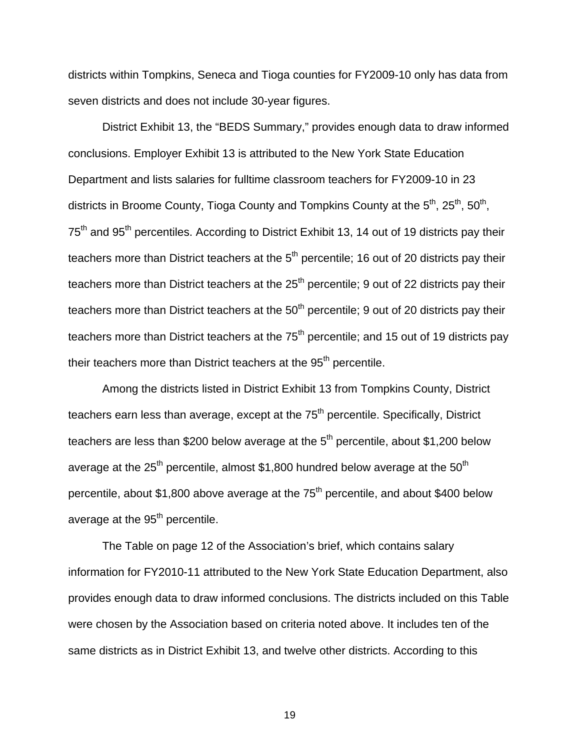districts within Tompkins, Seneca and Tioga counties for FY2009-10 only has data from seven districts and does not include 30-year figures.

District Exhibit 13, the "BEDS Summary," provides enough data to draw informed conclusions. Employer Exhibit 13 is attributed to the New York State Education Department and lists salaries for fulltime classroom teachers for FY2009-10 in 23 districts in Broome County, Tioga County and Tompkins County at the 5th, 25th, 50th, 75th and 95th percentiles. According to District Exhibit 13, 14 out of 19 districts pay their teachers more than District teachers at the 5th percentile; 16 out of 20 districts pay their teachers more than District teachers at the 25th percentile; 9 out of 22 districts pay their teachers more than District teachers at the 50th percentile; 9 out of 20 districts pay their teachers more than District teachers at the 75th percentile; and 15 out of 19 districts pay their teachers more than District teachers at the 95th percentile.

Among the districts listed in District Exhibit 13 from Tompkins County, District teachers earn less than average, except at the 75th percentile. Specifically, District teachers are less than $200 below average at the 5th percentile, about $1,200 below average at the 25th percentile, almost $1,800 hundred below average at the 50th percentile, about $1,800 above average at the 75th percentile, and about $400 below average at the 95th percentile.

The Table on page 12 of the Association's brief, which contains salary information for FY2010-11 attributed to the New York State Education Department, also provides enough data to draw informed conclusions. The districts included on this Table were chosen by the Association based on criteria noted above. It includes ten of the same districts as in District Exhibit 13, and twelve other districts. According to this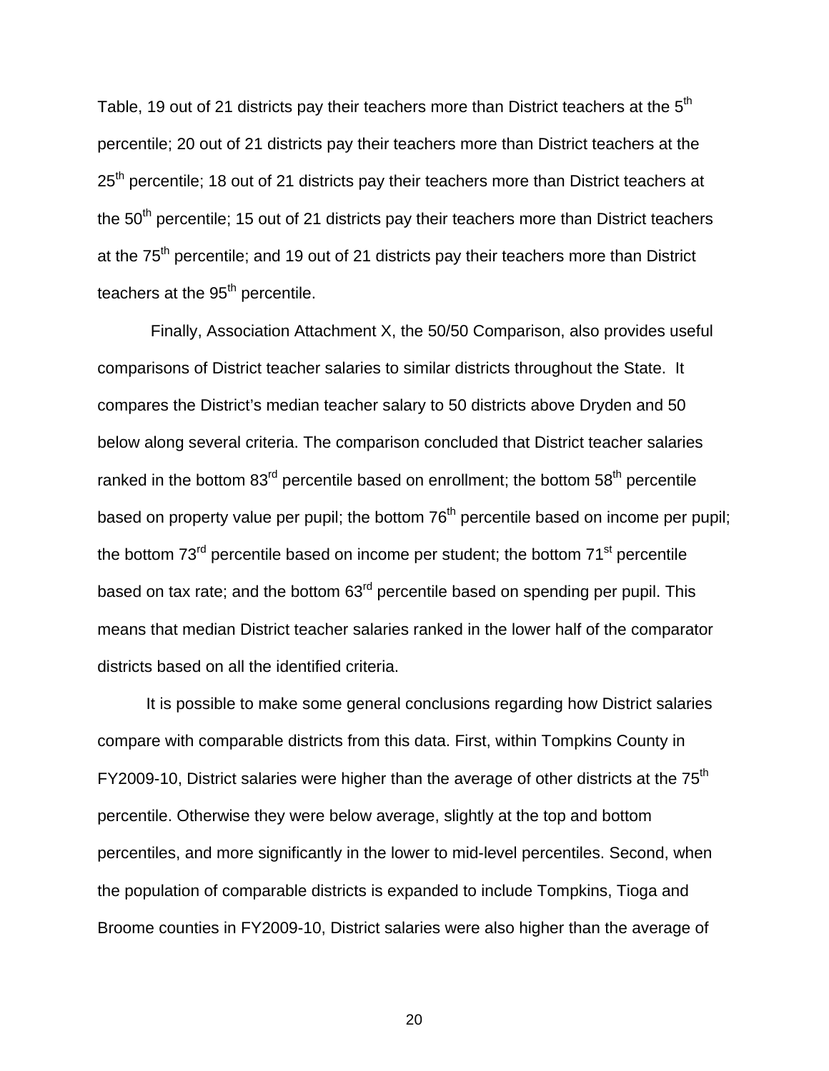Table, 19 out of 21 districts pay their teachers more than District teachers at the 5th percentile; 20 out of 21 districts pay their teachers more than District teachers at the 25th percentile; 18 out of 21 districts pay their teachers more than District teachers at the 50th percentile; 15 out of 21 districts pay their teachers more than District teachers at the 75th percentile; and 19 out of 21 districts pay their teachers more than District teachers at the 95th percentile.

Finally, Association Attachment X, the 50/50 Comparison, also provides useful comparisons of District teacher salaries to similar districts throughout the State. It compares the District's median teacher salary to 50 districts above Dryden and 50 below along several criteria. The comparison concluded that District teacher salaries ranked in the bottom 83rd percentile based on enrollment; the bottom 58th percentile based on property value per pupil; the bottom 76th percentile based on income per pupil; the bottom 73rd percentile based on income per student; the bottom 71st percentile based on tax rate; and the bottom 63rd percentile based on spending per pupil. This means that median District teacher salaries ranked in the lower half of the comparator districts based on all the identified criteria.

It is possible to make some general conclusions regarding how District salaries compare with comparable districts from this data. First, within Tompkins County in FY2009-10, District salaries were higher than the average of other districts at the 75th percentile. Otherwise they were below average, slightly at the top and bottom percentiles, and more significantly in the lower to mid-level percentiles. Second, when the population of comparable districts is expanded to include Tompkins, Tioga and Broome counties in FY2009-10, District salaries were also higher than the average of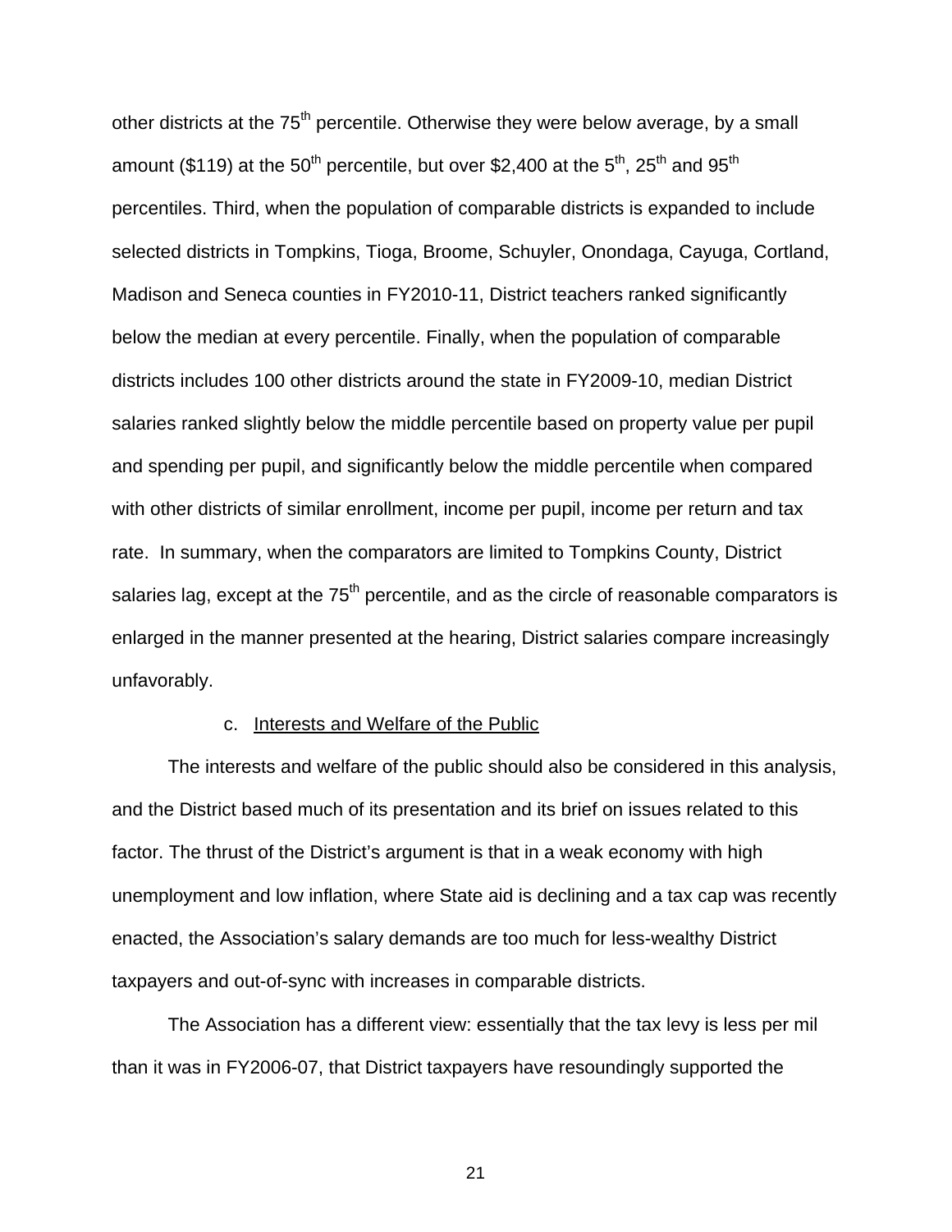other districts at the 75th percentile. Otherwise they were below average, by a small amount ($119) at the 50th percentile, but over $2,400 at the 5th, 25th and 95th percentiles. Third, when the population of comparable districts is expanded to include selected districts in Tompkins, Tioga, Broome, Schuyler, Onondaga, Cayuga, Cortland, Madison and Seneca counties in FY2010-11, District teachers ranked significantly below the median at every percentile. Finally, when the population of comparable districts includes 100 other districts around the state in FY2009-10, median District salaries ranked slightly below the middle percentile based on property value per pupil and spending per pupil, and significantly below the middle percentile when compared with other districts of similar enrollment, income per pupil, income per return and tax rate. In summary, when the comparators are limited to Tompkins County, District salaries lag, except at the 75th percentile, and as the circle of reasonable comparators is enlarged in the manner presented at the hearing, District salaries compare increasingly unfavorably.

c. Interests and Welfare of the Public

The interests and welfare of the public should also be considered in this analysis, and the District based much of its presentation and its brief on issues related to this factor. The thrust of the District's argument is that in a weak economy with high unemployment and low inflation, where State aid is declining and a tax cap was recently enacted, the Association's salary demands are too much for less-wealthy District taxpayers and out-of-sync with increases in comparable districts.

The Association has a different view: essentially that the tax levy is less per mil than it was in FY2006-07, that District taxpayers have resoundingly supported the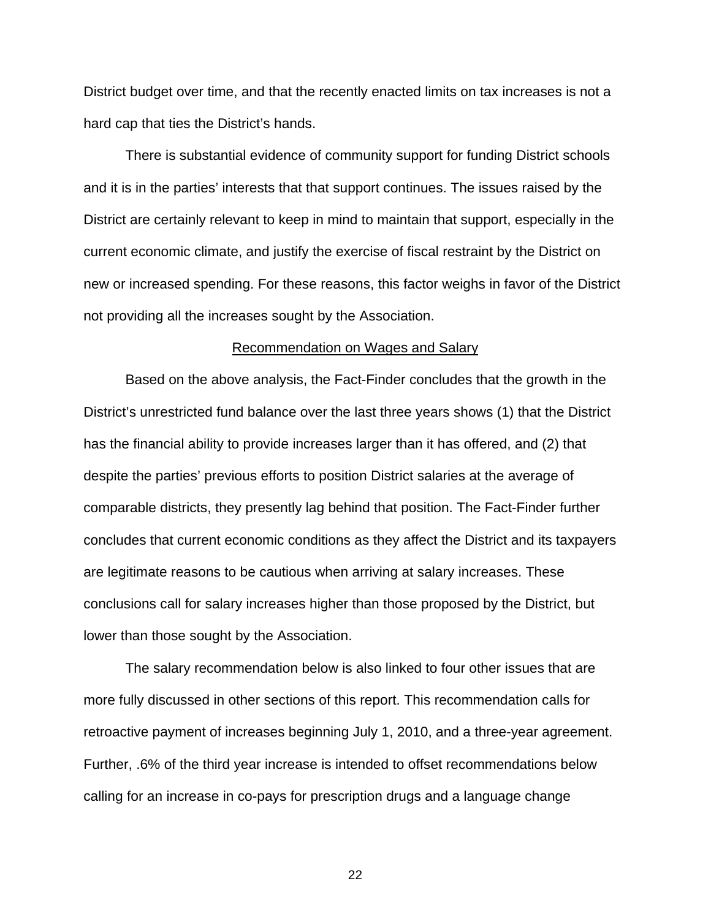District budget over time, and that the recently enacted limits on tax increases is not a hard cap that ties the District's hands.

There is substantial evidence of community support for funding District schools and it is in the parties' interests that that support continues. The issues raised by the District are certainly relevant to keep in mind to maintain that support, especially in the current economic climate, and justify the exercise of fiscal restraint by the District on new or increased spending. For these reasons, this factor weighs in favor of the District not providing all the increases sought by the Association.

<u>Recommendation on Wages and Salary</u>

Based on the above analysis, the Fact-Finder concludes that the growth in the District's unrestricted fund balance over the last three years shows (1) that the District has the financial ability to provide increases larger than it has offered, and (2) that despite the parties' previous efforts to position District salaries at the average of comparable districts, they presently lag behind that position. The Fact-Finder further concludes that current economic conditions as they affect the District and its taxpayers are legitimate reasons to be cautious when arriving at salary increases. These conclusions call for salary increases higher than those proposed by the District, but lower than those sought by the Association.

The salary recommendation below is also linked to four other issues that are more fully discussed in other sections of this report. This recommendation calls for retroactive payment of increases beginning July 1, 2010, and a three-year agreement. Further, .6% of the third year increase is intended to offset recommendations below calling for an increase in co-pays for prescription drugs and a language change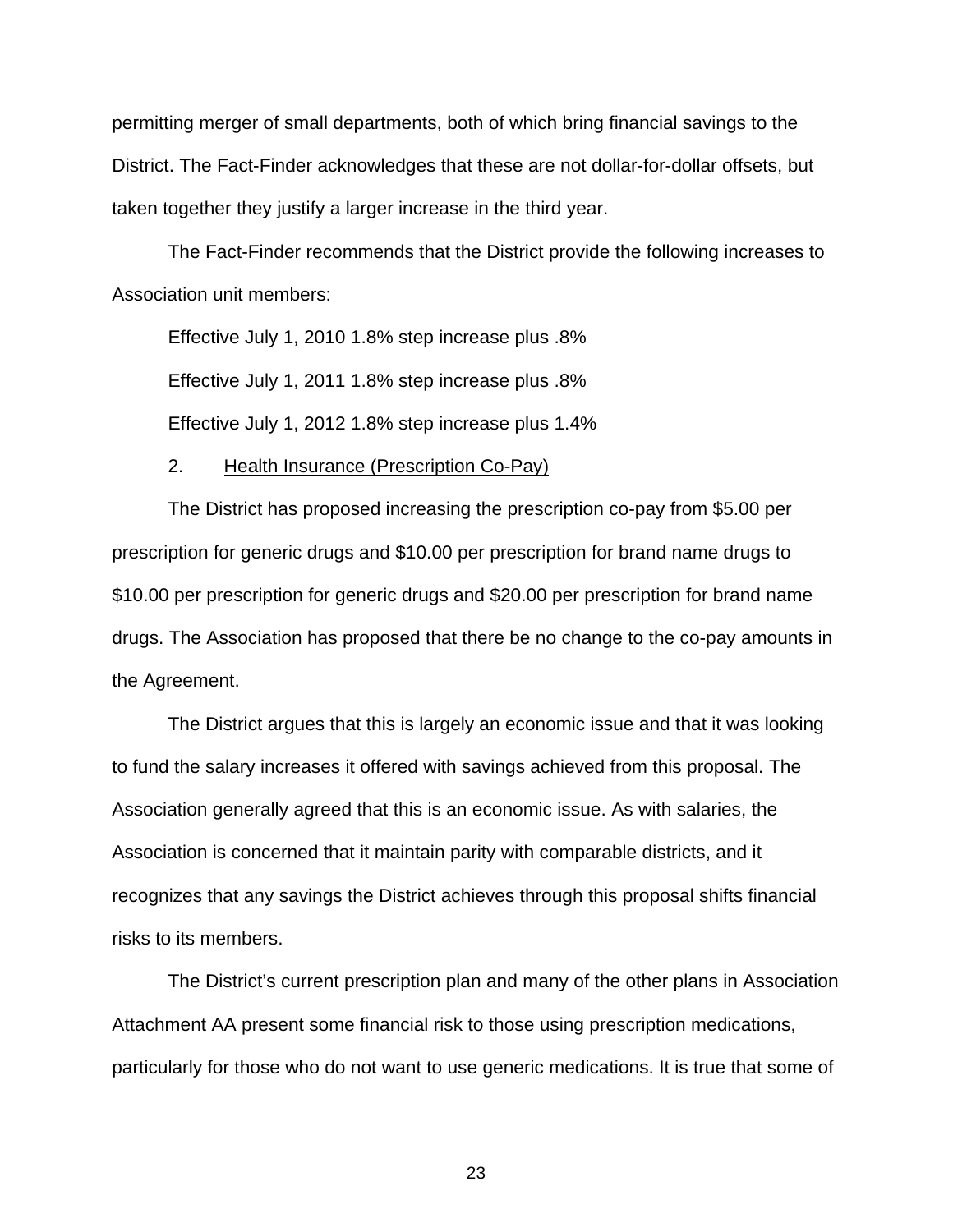permitting merger of small departments, both of which bring financial savings to the District. The Fact-Finder acknowledges that these are not dollar-for-dollar offsets, but taken together they justify a larger increase in the third year.

The Fact-Finder recommends that the District provide the following increases to Association unit members:

Effective July 1, 2010 1.8% step increase plus .8%

Effective July 1, 2011 1.8% step increase plus .8%

Effective July 1, 2012 1.8% step increase plus 1.4%

2. Health Insurance (Prescription Co-Pay)

The District has proposed increasing the prescription co-pay from $5.00 per prescription for generic drugs and $10.00 per prescription for brand name drugs to $10.00 per prescription for generic drugs and $20.00 per prescription for brand name drugs. The Association has proposed that there be no change to the co-pay amounts in the Agreement.

The District argues that this is largely an economic issue and that it was looking to fund the salary increases it offered with savings achieved from this proposal. The Association generally agreed that this is an economic issue. As with salaries, the Association is concerned that it maintain parity with comparable districts, and it recognizes that any savings the District achieves through this proposal shifts financial risks to its members.

The District's current prescription plan and many of the other plans in Association Attachment AA present some financial risk to those using prescription medications, particularly for those who do not want to use generic medications. It is true that some of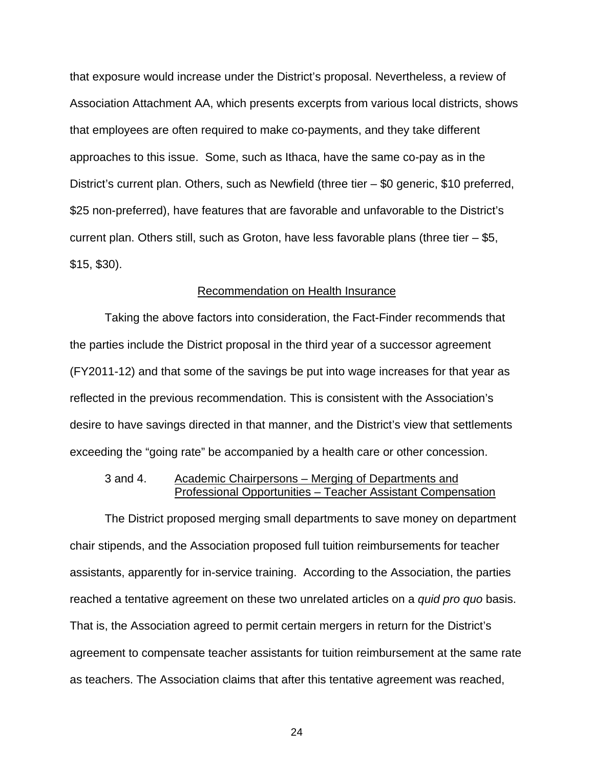that exposure would increase under the District's proposal. Nevertheless, a review of Association Attachment AA, which presents excerpts from various local districts, shows that employees are often required to make co-payments, and they take different approaches to this issue. Some, such as Ithaca, have the same co-pay as in the District's current plan. Others, such as Newfield (three tier – $0 generic, $10 preferred, $25 non-preferred), have features that are favorable and unfavorable to the District's current plan. Others still, such as Groton, have less favorable plans (three tier – $5, $15, $30).

<u>Recommendation on Health Insurance</u>

Taking the above factors into consideration, the Fact-Finder recommends that the parties include the District proposal in the third year of a successor agreement (FY2011-12) and that some of the savings be put into wage increases for that year as reflected in the previous recommendation. This is consistent with the Association's desire to have savings directed in that manner, and the District's view that settlements exceeding the "going rate" be accompanied by a health care or other concession.

3 and 4. <u>Academic Chairpersons – Merging of Departments and Professional Opportunities – Teacher Assistant Compensation</u>

The District proposed merging small departments to save money on department chair stipends, and the Association proposed full tuition reimbursements for teacher assistants, apparently for in-service training. According to the Association, the parties reached a tentative agreement on these two unrelated articles on a *quid pro quo* basis. That is, the Association agreed to permit certain mergers in return for the District's agreement to compensate teacher assistants for tuition reimbursement at the same rate as teachers. The Association claims that after this tentative agreement was reached,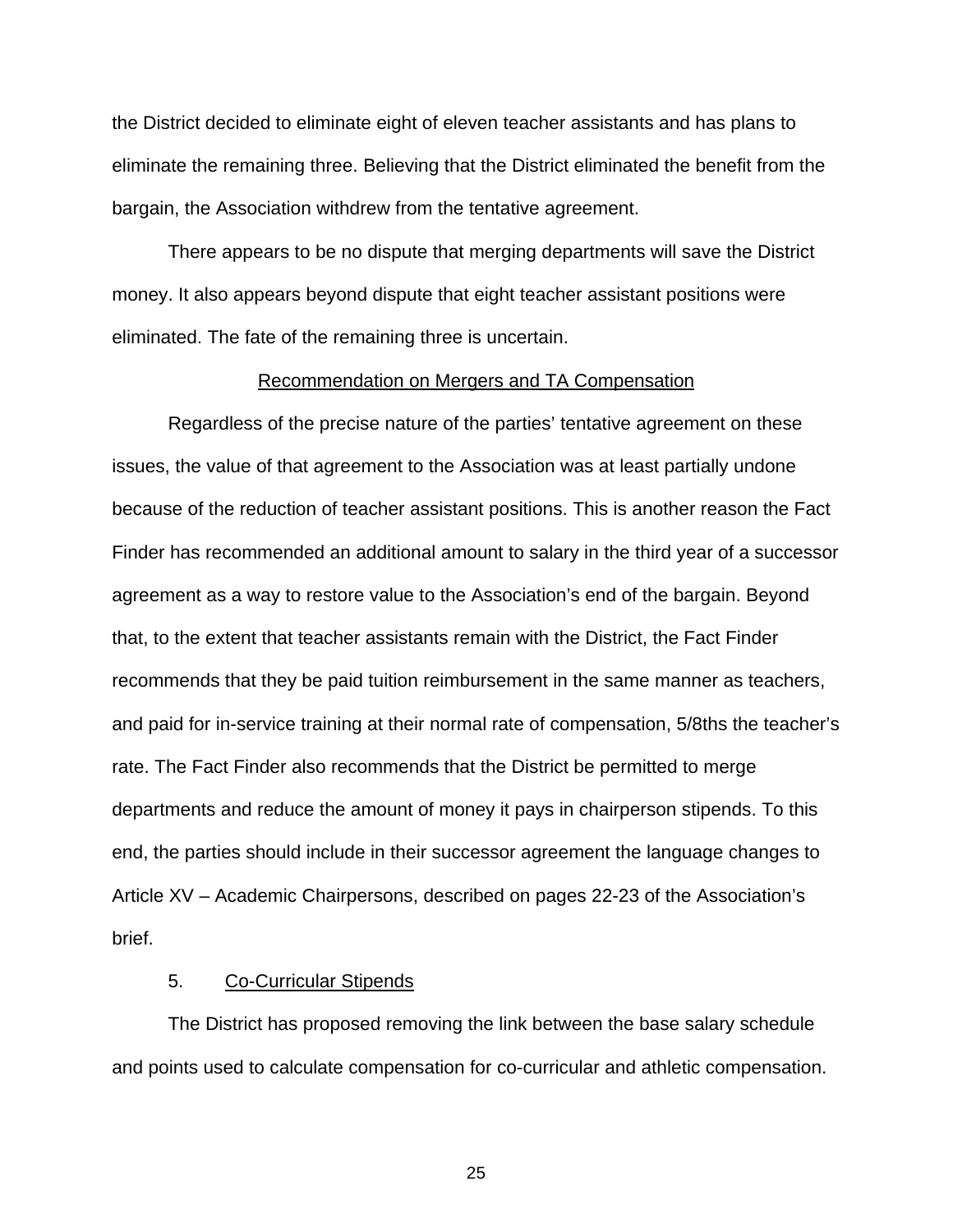the District decided to eliminate eight of eleven teacher assistants and has plans to eliminate the remaining three. Believing that the District eliminated the benefit from the bargain, the Association withdrew from the tentative agreement.

There appears to be no dispute that merging departments will save the District money. It also appears beyond dispute that eight teacher assistant positions were eliminated. The fate of the remaining three is uncertain.

<u>Recommendation on Mergers and TA Compensation</u>

Regardless of the precise nature of the parties' tentative agreement on these issues, the value of that agreement to the Association was at least partially undone because of the reduction of teacher assistant positions. This is another reason the Fact Finder has recommended an additional amount to salary in the third year of a successor agreement as a way to restore value to the Association's end of the bargain. Beyond that, to the extent that teacher assistants remain with the District, the Fact Finder recommends that they be paid tuition reimbursement in the same manner as teachers, and paid for in-service training at their normal rate of compensation, 5/8ths the teacher's rate. The Fact Finder also recommends that the District be permitted to merge departments and reduce the amount of money it pays in chairperson stipends. To this end, the parties should include in their successor agreement the language changes to Article XV – Academic Chairpersons, described on pages 22-23 of the Association's brief.

5. <u>Co-Curricular Stipends</u>

The District has proposed removing the link between the base salary schedule and points used to calculate compensation for co-curricular and athletic compensation.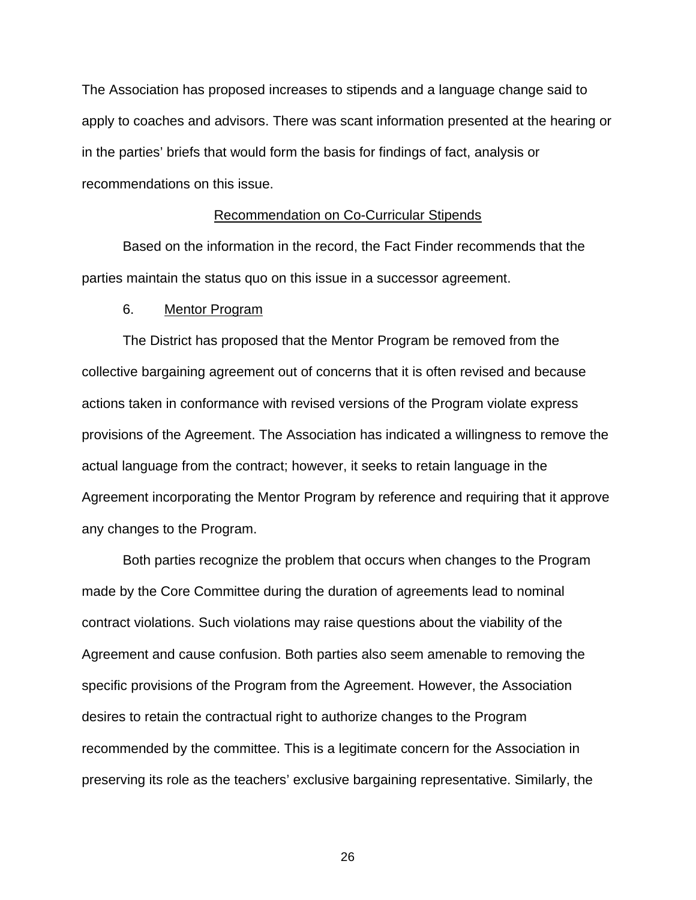The Association has proposed increases to stipends and a language change said to apply to coaches and advisors. There was scant information presented at the hearing or in the parties' briefs that would form the basis for findings of fact, analysis or recommendations on this issue.

<u>Recommendation on Co-Curricular Stipends</u>

Based on the information in the record, the Fact Finder recommends that the parties maintain the status quo on this issue in a successor agreement.

6. <u>Mentor Program</u>

The District has proposed that the Mentor Program be removed from the collective bargaining agreement out of concerns that it is often revised and because actions taken in conformance with revised versions of the Program violate express provisions of the Agreement. The Association has indicated a willingness to remove the actual language from the contract; however, it seeks to retain language in the Agreement incorporating the Mentor Program by reference and requiring that it approve any changes to the Program.

Both parties recognize the problem that occurs when changes to the Program made by the Core Committee during the duration of agreements lead to nominal contract violations. Such violations may raise questions about the viability of the Agreement and cause confusion. Both parties also seem amenable to removing the specific provisions of the Program from the Agreement. However, the Association desires to retain the contractual right to authorize changes to the Program recommended by the committee. This is a legitimate concern for the Association in preserving its role as the teachers' exclusive bargaining representative. Similarly, the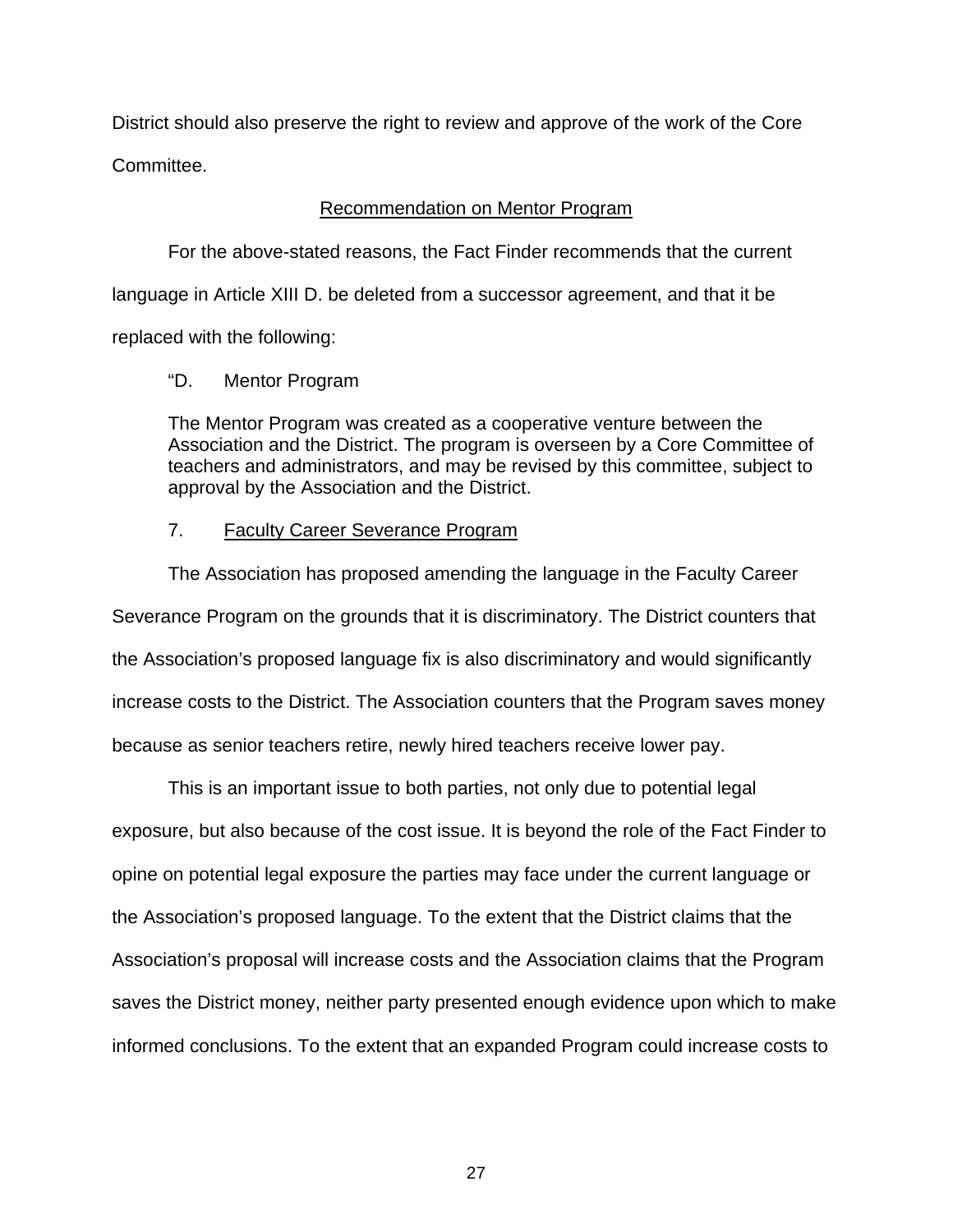District should also preserve the right to review and approve of the work of the Core Committee.

<u>Recommendation on Mentor Program</u>

For the above-stated reasons, the Fact Finder recommends that the current language in Article XIII D. be deleted from a successor agreement, and that it be replaced with the following:

> "D. Mentor Program
>
> The Mentor Program was created as a cooperative venture between the Association and the District. The program is overseen by a Core Committee of teachers and administrators, and may be revised by this committee, subject to approval by the Association and the District.

7. <u>Faculty Career Severance Program</u>

The Association has proposed amending the language in the Faculty Career Severance Program on the grounds that it is discriminatory. The District counters that the Association's proposed language fix is also discriminatory and would significantly increase costs to the District. The Association counters that the Program saves money because as senior teachers retire, newly hired teachers receive lower pay.

This is an important issue to both parties, not only due to potential legal exposure, but also because of the cost issue. It is beyond the role of the Fact Finder to opine on potential legal exposure the parties may face under the current language or the Association's proposed language. To the extent that the District claims that the Association's proposal will increase costs and the Association claims that the Program saves the District money, neither party presented enough evidence upon which to make informed conclusions. To the extent that an expanded Program could increase costs to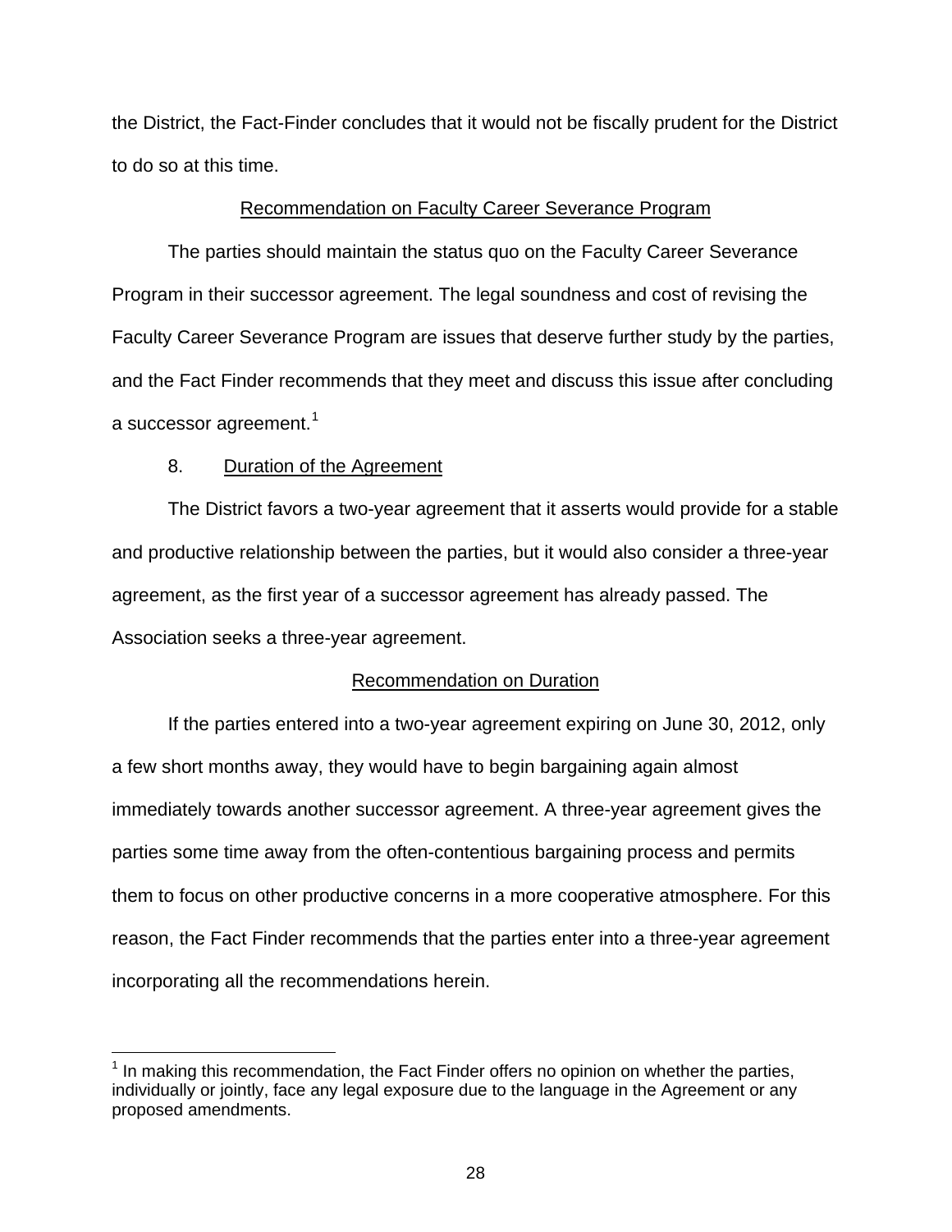the District, the Fact-Finder concludes that it would not be fiscally prudent for the District to do so at this time.

Recommendation on Faculty Career Severance Program

The parties should maintain the status quo on the Faculty Career Severance Program in their successor agreement. The legal soundness and cost of revising the Faculty Career Severance Program are issues that deserve further study by the parties, and the Fact Finder recommends that they meet and discuss this issue after concluding a successor agreement.[1]

8. Duration of the Agreement

The District favors a two-year agreement that it asserts would provide for a stable and productive relationship between the parties, but it would also consider a three-year agreement, as the first year of a successor agreement has already passed. The Association seeks a three-year agreement.

Recommendation on Duration

If the parties entered into a two-year agreement expiring on June 30, 2012, only a few short months away, they would have to begin bargaining again almost immediately towards another successor agreement. A three-year agreement gives the parties some time away from the often-contentious bargaining process and permits them to focus on other productive concerns in a more cooperative atmosphere. For this reason, the Fact Finder recommends that the parties enter into a three-year agreement incorporating all the recommendations herein.

---

[1] In making this recommendation, the Fact Finder offers no opinion on whether the parties, individually or jointly, face any legal exposure due to the language in the Agreement or any proposed amendments.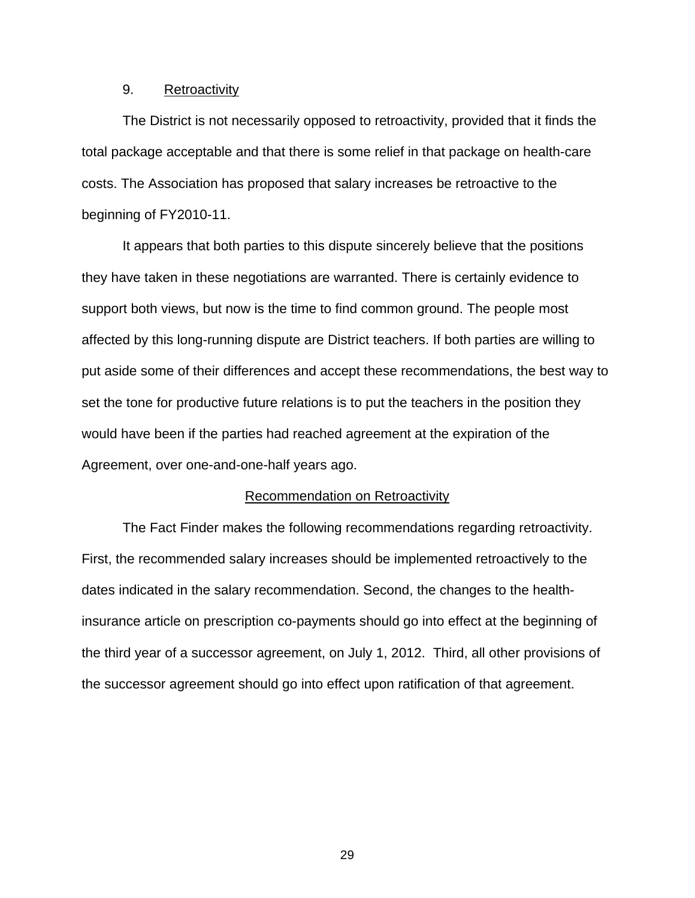9. Retroactivity

The District is not necessarily opposed to retroactivity, provided that it finds the total package acceptable and that there is some relief in that package on health-care costs. The Association has proposed that salary increases be retroactive to the beginning of FY2010-11.

It appears that both parties to this dispute sincerely believe that the positions they have taken in these negotiations are warranted. There is certainly evidence to support both views, but now is the time to find common ground. The people most affected by this long-running dispute are District teachers. If both parties are willing to put aside some of their differences and accept these recommendations, the best way to set the tone for productive future relations is to put the teachers in the position they would have been if the parties had reached agreement at the expiration of the Agreement, over one-and-one-half years ago.

Recommendation on Retroactivity

The Fact Finder makes the following recommendations regarding retroactivity. First, the recommended salary increases should be implemented retroactively to the dates indicated in the salary recommendation. Second, the changes to the health-insurance article on prescription co-payments should go into effect at the beginning of the third year of a successor agreement, on July 1, 2012. Third, all other provisions of the successor agreement should go into effect upon ratification of that agreement.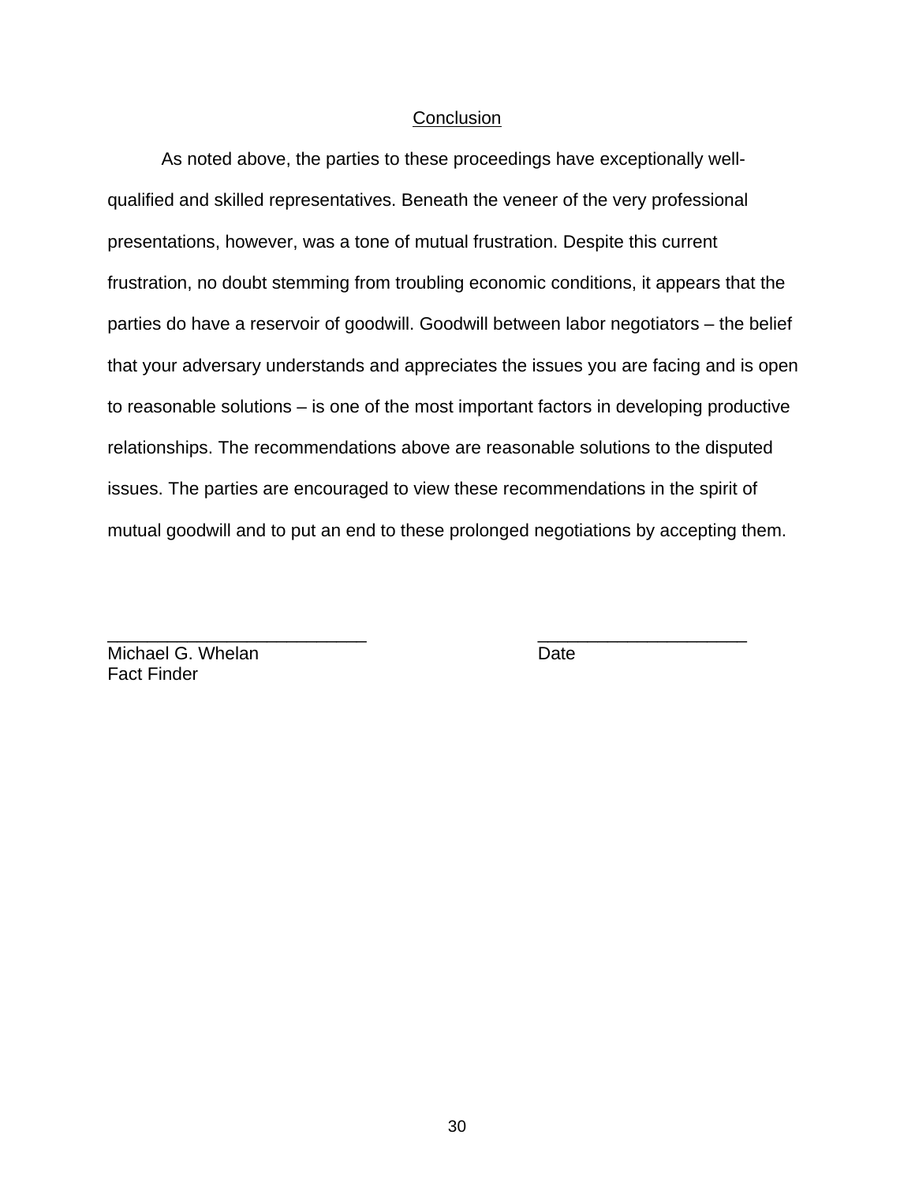## Conclusion

As noted above, the parties to these proceedings have exceptionally well-qualified and skilled representatives. Beneath the veneer of the very professional presentations, however, was a tone of mutual frustration. Despite this current frustration, no doubt stemming from troubling economic conditions, it appears that the parties do have a reservoir of goodwill. Goodwill between labor negotiators – the belief that your adversary understands and appreciates the issues you are facing and is open to reasonable solutions – is one of the most important factors in developing productive relationships. The recommendations above are reasonable solutions to the disputed issues. The parties are encouraged to view these recommendations in the spirit of mutual goodwill and to put an end to these prolonged negotiations by accepting them.

| | |
|---|---|
| ___________________________ | ______________________ |
| Michael G. Whelan | Date |
| Fact Finder | |